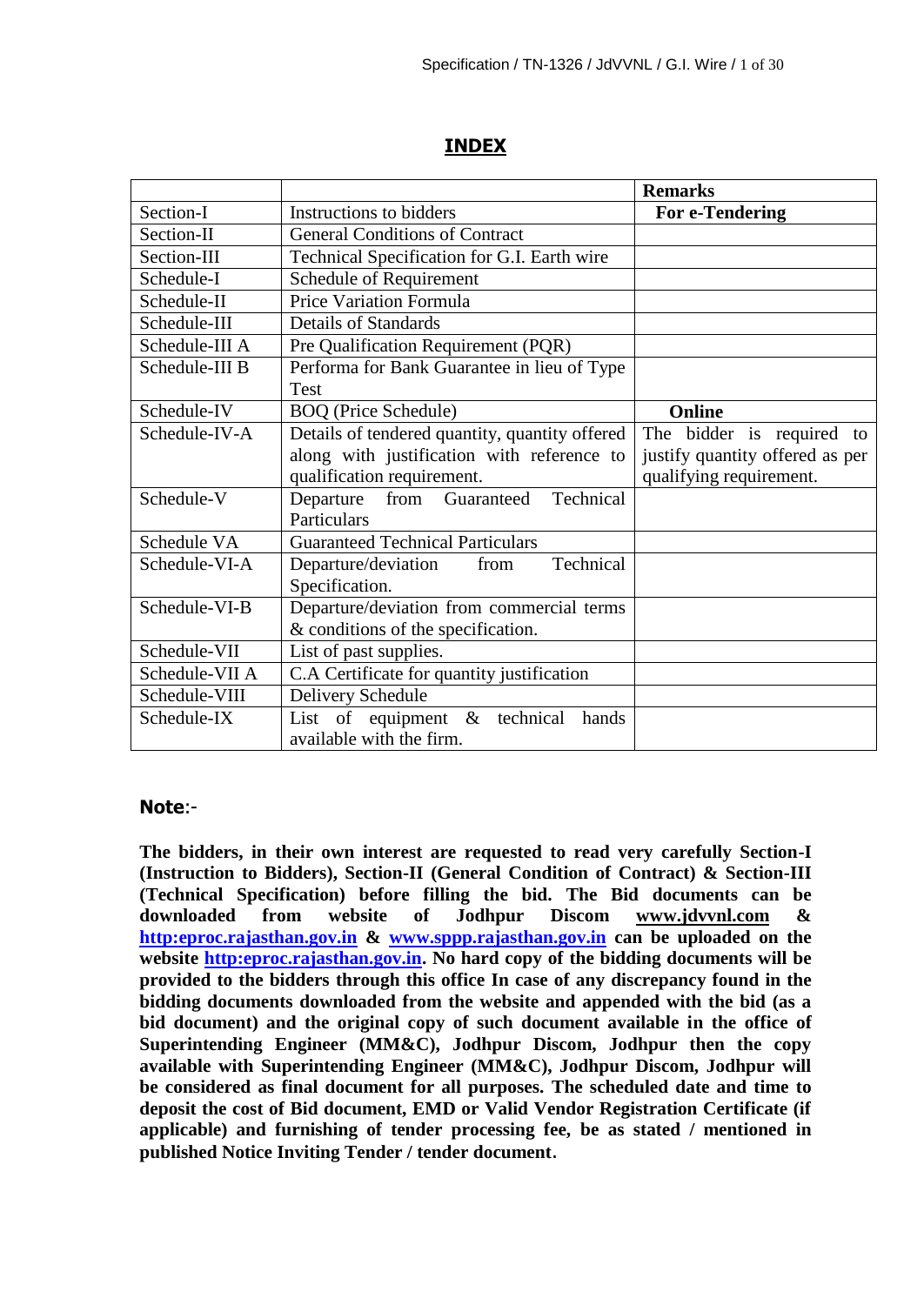# INDEX

| | | Remarks |
|---|---|---|
| Section-I | Instructions to bidders | **For e-Tendering** |
| Section-II | General Conditions of Contract | |
| Section-III | Technical Specification for G.I. Earth wire | |
| Schedule-I | Schedule of Requirement | |
| Schedule-II | Price Variation Formula | |
| Schedule-III | Details of Standards | |
| Schedule-III A | Pre Qualification Requirement (PQR) | |
| Schedule-III B | Performa for Bank Guarantee in lieu of Type Test | |
| Schedule-IV | BOQ (Price Schedule) | **Online** |
| Schedule-IV-A | Details of tendered quantity, quantity offered along with justification with reference to qualification requirement. | The bidder is required to justify quantity offered as per qualifying requirement. |
| Schedule-V | Departure from Guaranteed Technical Particulars | |
| Schedule VA | Guaranteed Technical Particulars | |
| Schedule-VI-A | Departure/deviation from Technical Specification. | |
| Schedule-VI-B | Departure/deviation from commercial terms & conditions of the specification. | |
| Schedule-VII | List of past supplies. | |
| Schedule-VII A | C.A Certificate for quantity justification | |
| Schedule-VIII | Delivery Schedule | |
| Schedule-IX | List of equipment & technical hands available with the firm. | |

**Note**:-

**The bidders, in their own interest are requested to read very carefully Section-I (Instruction to Bidders), Section-II (General Condition of Contract) & Section-III (Technical Specification) before filling the bid. The Bid documents can be downloaded from website of Jodhpur Discom www.jdvvnl.com & http:eproc.rajasthan.gov.in & www.sppp.rajasthan.gov.in can be uploaded on the website http:eproc.rajasthan.gov.in. No hard copy of the bidding documents will be provided to the bidders through this office In case of any discrepancy found in the bidding documents downloaded from the website and appended with the bid (as a bid document) and the original copy of such document available in the office of Superintending Engineer (MM&C), Jodhpur Discom, Jodhpur then the copy available with Superintending Engineer (MM&C), Jodhpur Discom, Jodhpur will be considered as final document for all purposes. The scheduled date and time to deposit the cost of Bid document, EMD or Valid Vendor Registration Certificate (if applicable) and furnishing of tender processing fee, be as stated / mentioned in published Notice Inviting Tender / tender document**.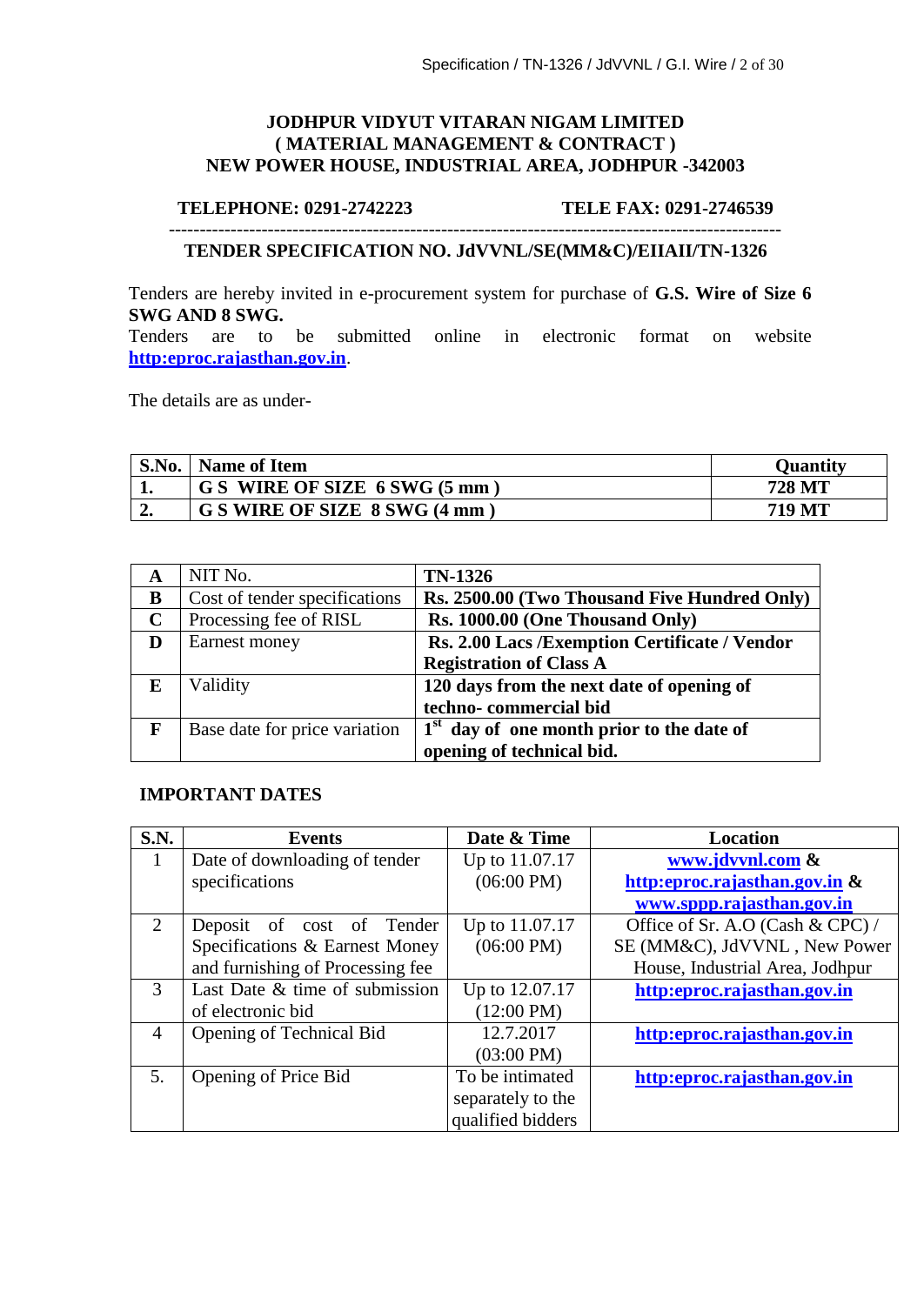**JODHPUR VIDYUT VITARAN NIGAM LIMITED**
**( MATERIAL MANAGEMENT & CONTRACT )**
**NEW POWER HOUSE, INDUSTRIAL AREA, JODHPUR -342003**

**TELEPHONE: 0291-2742223** **TELE FAX: 0291-2746539**

---

**TENDER SPECIFICATION NO. JdVVNL/SE(MM&C)/EIIAII/TN-1326**

Tenders are hereby invited in e-procurement system for purchase of **G.S. Wire of Size 6 SWG AND 8 SWG.**
Tenders are to be submitted online in electronic format on website **http:eproc.rajasthan.gov.in**.

The details are as under-

| S.No. | Name of Item | Quantity |
|---|---|---|
| **1.** | **G S WIRE OF SIZE 6 SWG (5 mm )** | **728 MT** |
| **2.** | **G S WIRE OF SIZE 8 SWG (4 mm )** | **719 MT** |

| | | |
|---|---|---|
| **A** | NIT No. | **TN-1326** |
| **B** | Cost of tender specifications | **Rs. 2500.00 (Two Thousand Five Hundred Only)** |
| **C** | Processing fee of RISL | **Rs. 1000.00 (One Thousand Only)** |
| **D** | Earnest money | **Rs. 2.00 Lacs /Exemption Certificate / Vendor Registration of Class A** |
| **E** | Validity | **120 days from the next date of opening of techno- commercial bid** |
| **F** | Base date for price variation | **1st day of one month prior to the date of opening of technical bid.** |

**IMPORTANT DATES**

| S.N. | Events | Date & Time | Location |
|---|---|---|---|
| 1 | Date of downloading of tender specifications | Up to 11.07.17 (06:00 PM) | **www.jdvvnl.com** & **http:eproc.rajasthan.gov.in** & **www.sppp.rajasthan.gov.in** |
| 2 | Deposit of cost of Tender Specifications & Earnest Money and furnishing of Processing fee | Up to 11.07.17 (06:00 PM) | Office of Sr. A.O (Cash & CPC) / SE (MM&C), JdVVNL , New Power House, Industrial Area, Jodhpur |
| 3 | Last Date & time of submission of electronic bid | Up to 12.07.17 (12:00 PM) | **http:eproc.rajasthan.gov.in** |
| 4 | Opening of Technical Bid | 12.7.2017 (03:00 PM) | **http:eproc.rajasthan.gov.in** |
| 5. | Opening of Price Bid | To be intimated separately to the qualified bidders | **http:eproc.rajasthan.gov.in** |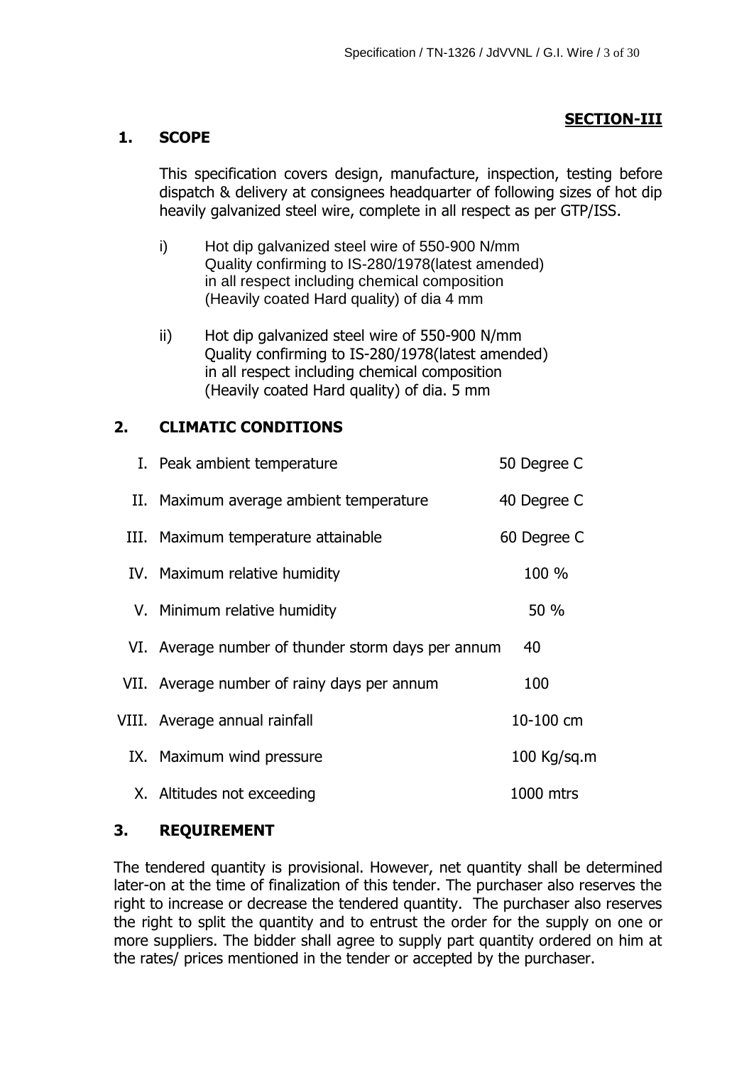**SECTION-III**

## 1. SCOPE

This specification covers design, manufacture, inspection, testing before dispatch & delivery at consignees headquarter of following sizes of hot dip heavily galvanized steel wire, complete in all respect as per GTP/ISS.

i) Hot dip galvanized steel wire of 550-900 N/mm Quality confirming to IS-280/1978(latest amended) in all respect including chemical composition (Heavily coated Hard quality) of dia 4 mm

ii) Hot dip galvanized steel wire of 550-900 N/mm Quality confirming to IS-280/1978(latest amended) in all respect including chemical composition (Heavily coated Hard quality) of dia. 5 mm

## 2. CLIMATIC CONDITIONS

| | | |
|---|---|---|
| I. | Peak ambient temperature | 50 Degree C |
| II. | Maximum average ambient temperature | 40 Degree C |
| III. | Maximum temperature attainable | 60 Degree C |
| IV. | Maximum relative humidity | 100 % |
| V. | Minimum relative humidity | 50 % |
| VI. | Average number of thunder storm days per annum | 40 |
| VII. | Average number of rainy days per annum | 100 |
| VIII. | Average annual rainfall | 10-100 cm |
| IX. | Maximum wind pressure | 100 Kg/sq.m |
| X. | Altitudes not exceeding | 1000 mtrs |

## 3. REQUIREMENT

The tendered quantity is provisional. However, net quantity shall be determined later-on at the time of finalization of this tender. The purchaser also reserves the right to increase or decrease the tendered quantity. The purchaser also reserves the right to split the quantity and to entrust the order for the supply on one or more suppliers. The bidder shall agree to supply part quantity ordered on him at the rates/ prices mentioned in the tender or accepted by the purchaser.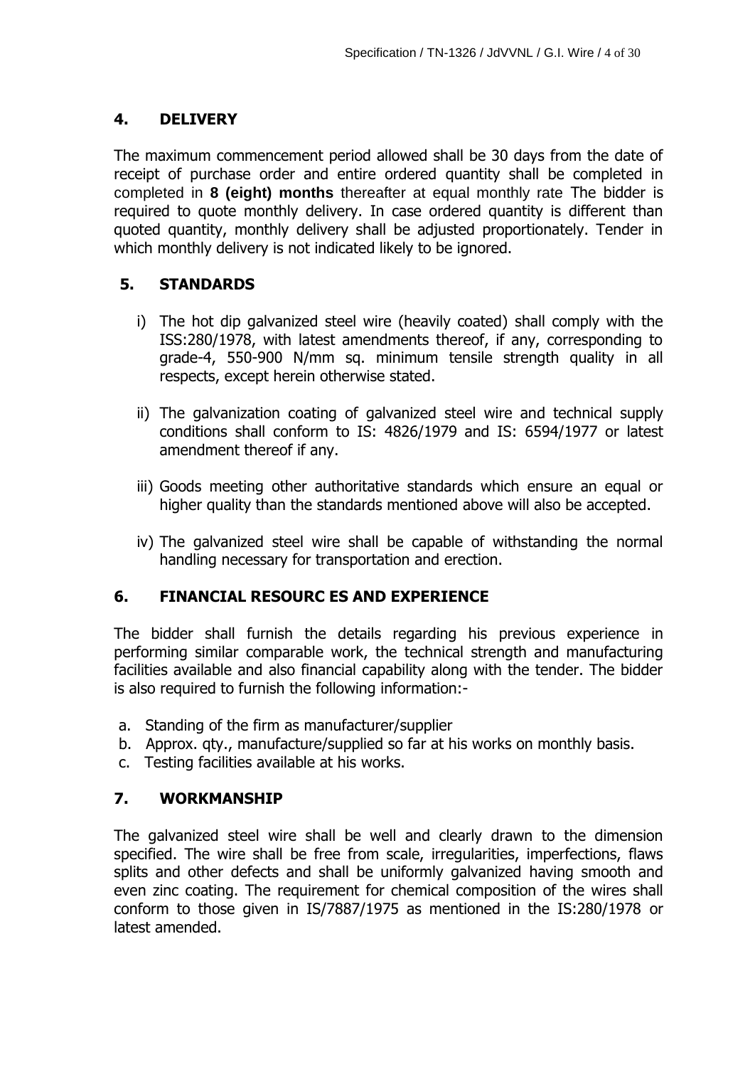## 4. DELIVERY

The maximum commencement period allowed shall be 30 days from the date of receipt of purchase order and entire ordered quantity shall be completed in completed in **8 (eight) months** thereafter at equal monthly rate The bidder is required to quote monthly delivery. In case ordered quantity is different than quoted quantity, monthly delivery shall be adjusted proportionately. Tender in which monthly delivery is not indicated likely to be ignored.

## 5. STANDARDS

i) The hot dip galvanized steel wire (heavily coated) shall comply with the ISS:280/1978, with latest amendments thereof, if any, corresponding to grade-4, 550-900 N/mm sq. minimum tensile strength quality in all respects, except herein otherwise stated.

ii) The galvanization coating of galvanized steel wire and technical supply conditions shall conform to IS: 4826/1979 and IS: 6594/1977 or latest amendment thereof if any.

iii) Goods meeting other authoritative standards which ensure an equal or higher quality than the standards mentioned above will also be accepted.

iv) The galvanized steel wire shall be capable of withstanding the normal handling necessary for transportation and erection.

## 6. FINANCIAL RESOURC ES AND EXPERIENCE

The bidder shall furnish the details regarding his previous experience in performing similar comparable work, the technical strength and manufacturing facilities available and also financial capability along with the tender. The bidder is also required to furnish the following information:-

a. Standing of the firm as manufacturer/supplier
b. Approx. qty., manufacture/supplied so far at his works on monthly basis.
c. Testing facilities available at his works.

## 7. WORKMANSHIP

The galvanized steel wire shall be well and clearly drawn to the dimension specified. The wire shall be free from scale, irregularities, imperfections, flaws splits and other defects and shall be uniformly galvanized having smooth and even zinc coating. The requirement for chemical composition of the wires shall conform to those given in IS/7887/1975 as mentioned in the IS:280/1978 or latest amended.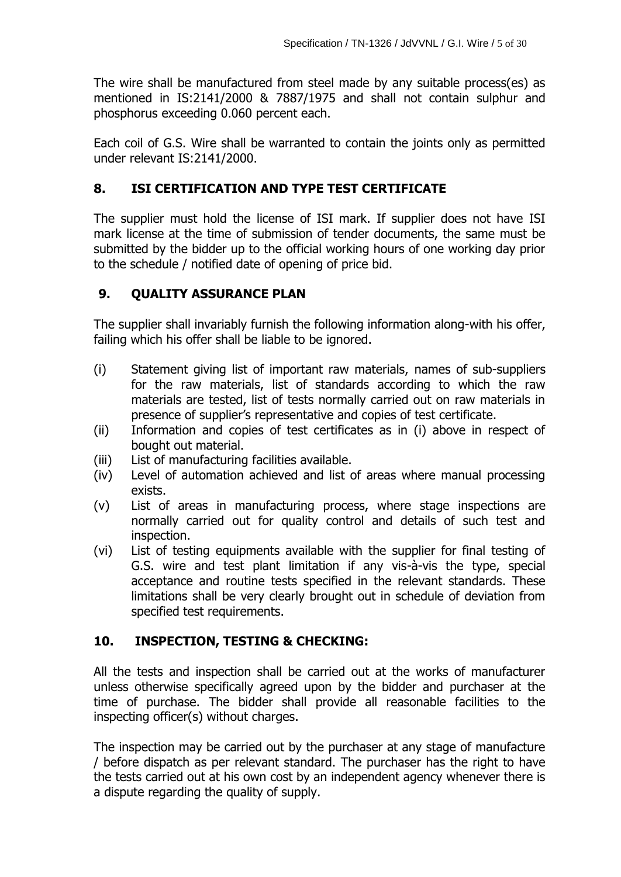The wire shall be manufactured from steel made by any suitable process(es) as mentioned in IS:2141/2000 & 7887/1975 and shall not contain sulphur and phosphorus exceeding 0.060 percent each.

Each coil of G.S. Wire shall be warranted to contain the joints only as permitted under relevant IS:2141/2000.

## 8. ISI CERTIFICATION AND TYPE TEST CERTIFICATE

The supplier must hold the license of ISI mark. If supplier does not have ISI mark license at the time of submission of tender documents, the same must be submitted by the bidder up to the official working hours of one working day prior to the schedule / notified date of opening of price bid.

## 9. QUALITY ASSURANCE PLAN

The supplier shall invariably furnish the following information along-with his offer, failing which his offer shall be liable to be ignored.

(i) Statement giving list of important raw materials, names of sub-suppliers for the raw materials, list of standards according to which the raw materials are tested, list of tests normally carried out on raw materials in presence of supplier's representative and copies of test certificate.

(ii) Information and copies of test certificates as in (i) above in respect of bought out material.

(iii) List of manufacturing facilities available.

(iv) Level of automation achieved and list of areas where manual processing exists.

(v) List of areas in manufacturing process, where stage inspections are normally carried out for quality control and details of such test and inspection.

(vi) List of testing equipments available with the supplier for final testing of G.S. wire and test plant limitation if any vis-à-vis the type, special acceptance and routine tests specified in the relevant standards. These limitations shall be very clearly brought out in schedule of deviation from specified test requirements.

## 10. INSPECTION, TESTING & CHECKING:

All the tests and inspection shall be carried out at the works of manufacturer unless otherwise specifically agreed upon by the bidder and purchaser at the time of purchase. The bidder shall provide all reasonable facilities to the inspecting officer(s) without charges.

The inspection may be carried out by the purchaser at any stage of manufacture / before dispatch as per relevant standard. The purchaser has the right to have the tests carried out at his own cost by an independent agency whenever there is a dispute regarding the quality of supply.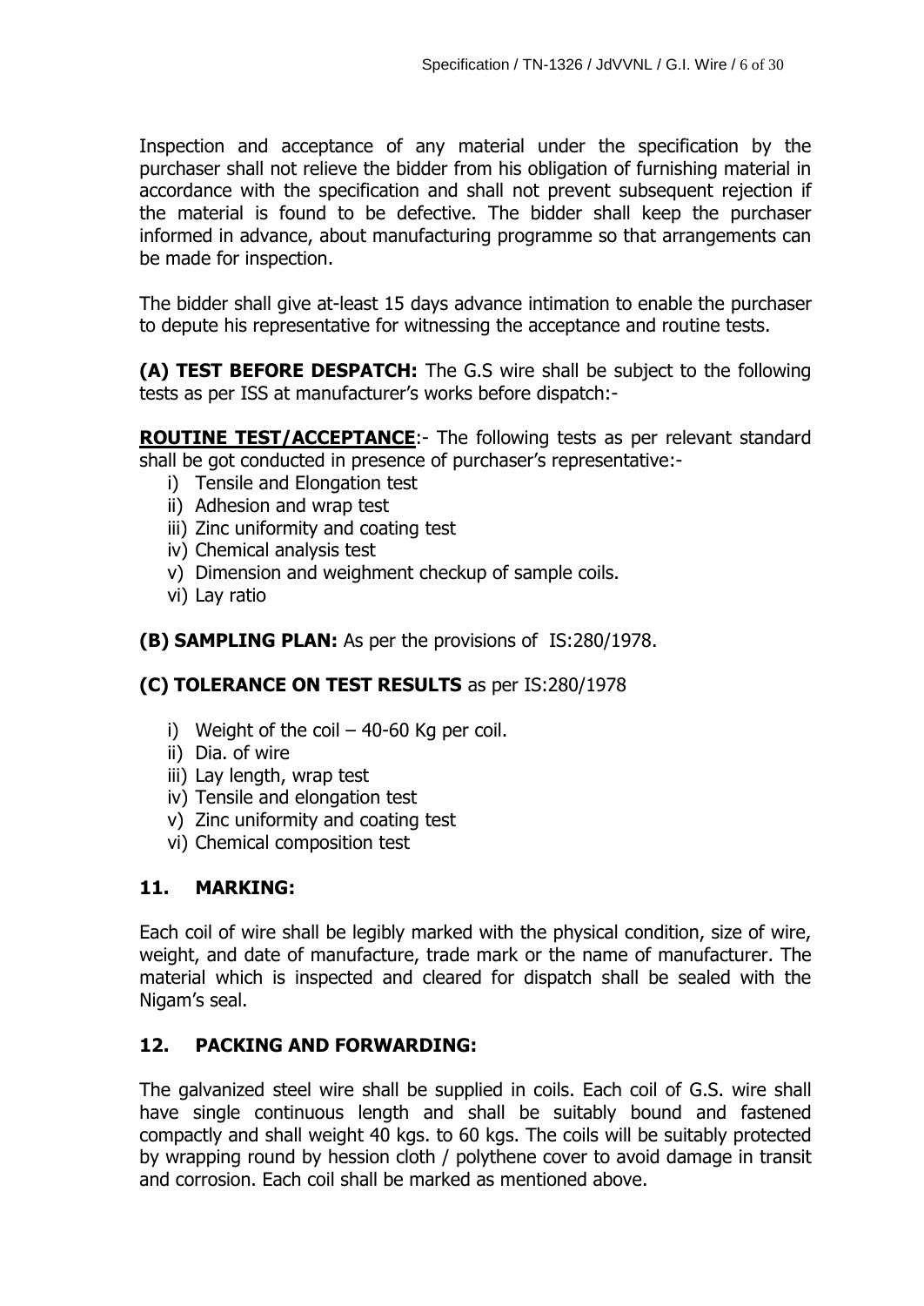Inspection and acceptance of any material under the specification by the purchaser shall not relieve the bidder from his obligation of furnishing material in accordance with the specification and shall not prevent subsequent rejection if the material is found to be defective. The bidder shall keep the purchaser informed in advance, about manufacturing programme so that arrangements can be made for inspection.

The bidder shall give at-least 15 days advance intimation to enable the purchaser to depute his representative for witnessing the acceptance and routine tests.

**(A) TEST BEFORE DESPATCH:** The G.S wire shall be subject to the following tests as per ISS at manufacturer's works before dispatch:-

**ROUTINE TEST/ACCEPTANCE**:- The following tests as per relevant standard shall be got conducted in presence of purchaser's representative:-

i) Tensile and Elongation test
ii) Adhesion and wrap test
iii) Zinc uniformity and coating test
iv) Chemical analysis test
v) Dimension and weighment checkup of sample coils.
vi) Lay ratio

**(B) SAMPLING PLAN:** As per the provisions of IS:280/1978.

**(C) TOLERANCE ON TEST RESULTS** as per IS:280/1978

i) Weight of the coil – 40-60 Kg per coil.
ii) Dia. of wire
iii) Lay length, wrap test
iv) Tensile and elongation test
v) Zinc uniformity and coating test
vi) Chemical composition test

## 11. MARKING:

Each coil of wire shall be legibly marked with the physical condition, size of wire, weight, and date of manufacture, trade mark or the name of manufacturer. The material which is inspected and cleared for dispatch shall be sealed with the Nigam's seal.

## 12. PACKING AND FORWARDING:

The galvanized steel wire shall be supplied in coils. Each coil of G.S. wire shall have single continuous length and shall be suitably bound and fastened compactly and shall weight 40 kgs. to 60 kgs. The coils will be suitably protected by wrapping round by hession cloth / polythene cover to avoid damage in transit and corrosion. Each coil shall be marked as mentioned above.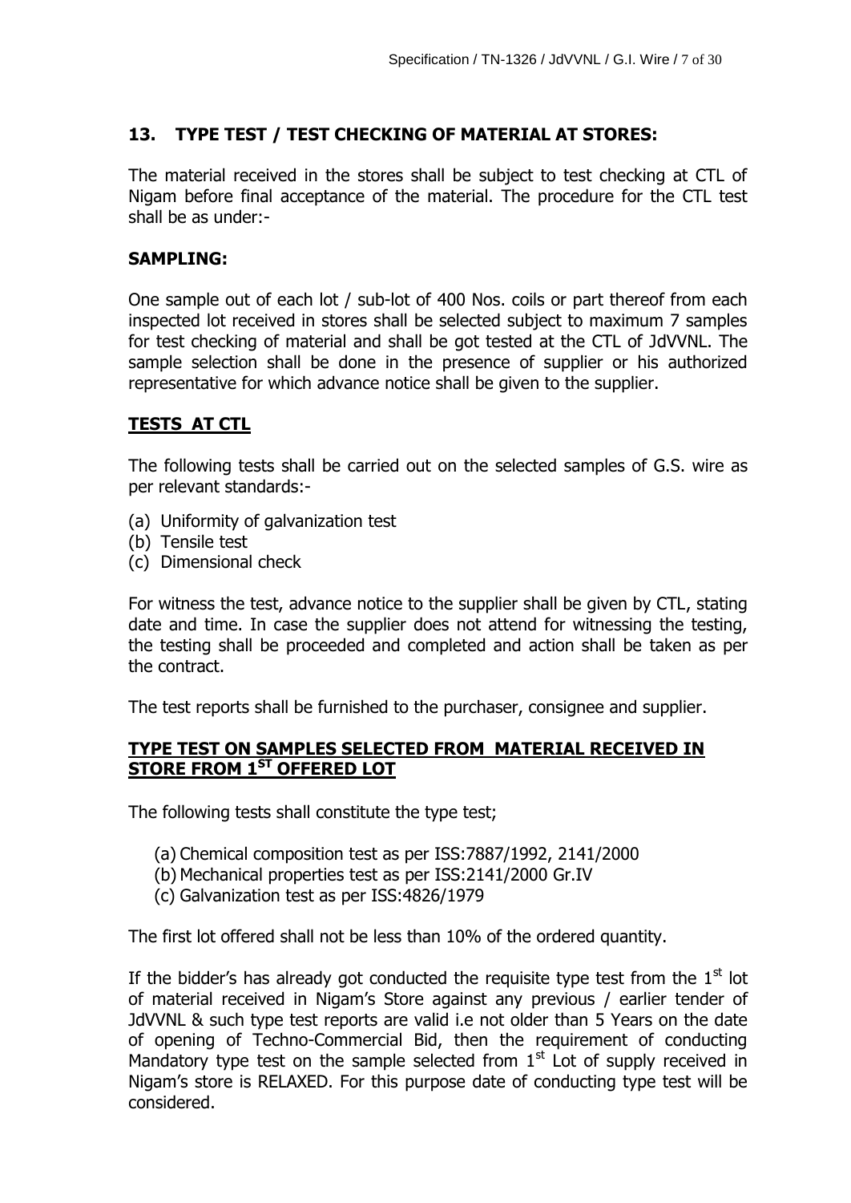## 13. TYPE TEST / TEST CHECKING OF MATERIAL AT STORES:

The material received in the stores shall be subject to test checking at CTL of Nigam before final acceptance of the material. The procedure for the CTL test shall be as under:-

### SAMPLING:

One sample out of each lot / sub-lot of 400 Nos. coils or part thereof from each inspected lot received in stores shall be selected subject to maximum 7 samples for test checking of material and shall be got tested at the CTL of JdVVNL. The sample selection shall be done in the presence of supplier or his authorized representative for which advance notice shall be given to the supplier.

### TESTS AT CTL

The following tests shall be carried out on the selected samples of G.S. wire as per relevant standards:-

(a) Uniformity of galvanization test
(b) Tensile test
(c) Dimensional check

For witness the test, advance notice to the supplier shall be given by CTL, stating date and time. In case the supplier does not attend for witnessing the testing, the testing shall be proceeded and completed and action shall be taken as per the contract.

The test reports shall be furnished to the purchaser, consignee and supplier.

### TYPE TEST ON SAMPLES SELECTED FROM MATERIAL RECEIVED IN STORE FROM 1ST OFFERED LOT

The following tests shall constitute the type test;

(a) Chemical composition test as per ISS:7887/1992, 2141/2000
(b) Mechanical properties test as per ISS:2141/2000 Gr.IV
(c) Galvanization test as per ISS:4826/1979

The first lot offered shall not be less than 10% of the ordered quantity.

If the bidder's has already got conducted the requisite type test from the 1st lot of material received in Nigam's Store against any previous / earlier tender of JdVVNL & such type test reports are valid i.e not older than 5 Years on the date of opening of Techno-Commercial Bid, then the requirement of conducting Mandatory type test on the sample selected from 1st Lot of supply received in Nigam's store is RELAXED. For this purpose date of conducting type test will be considered.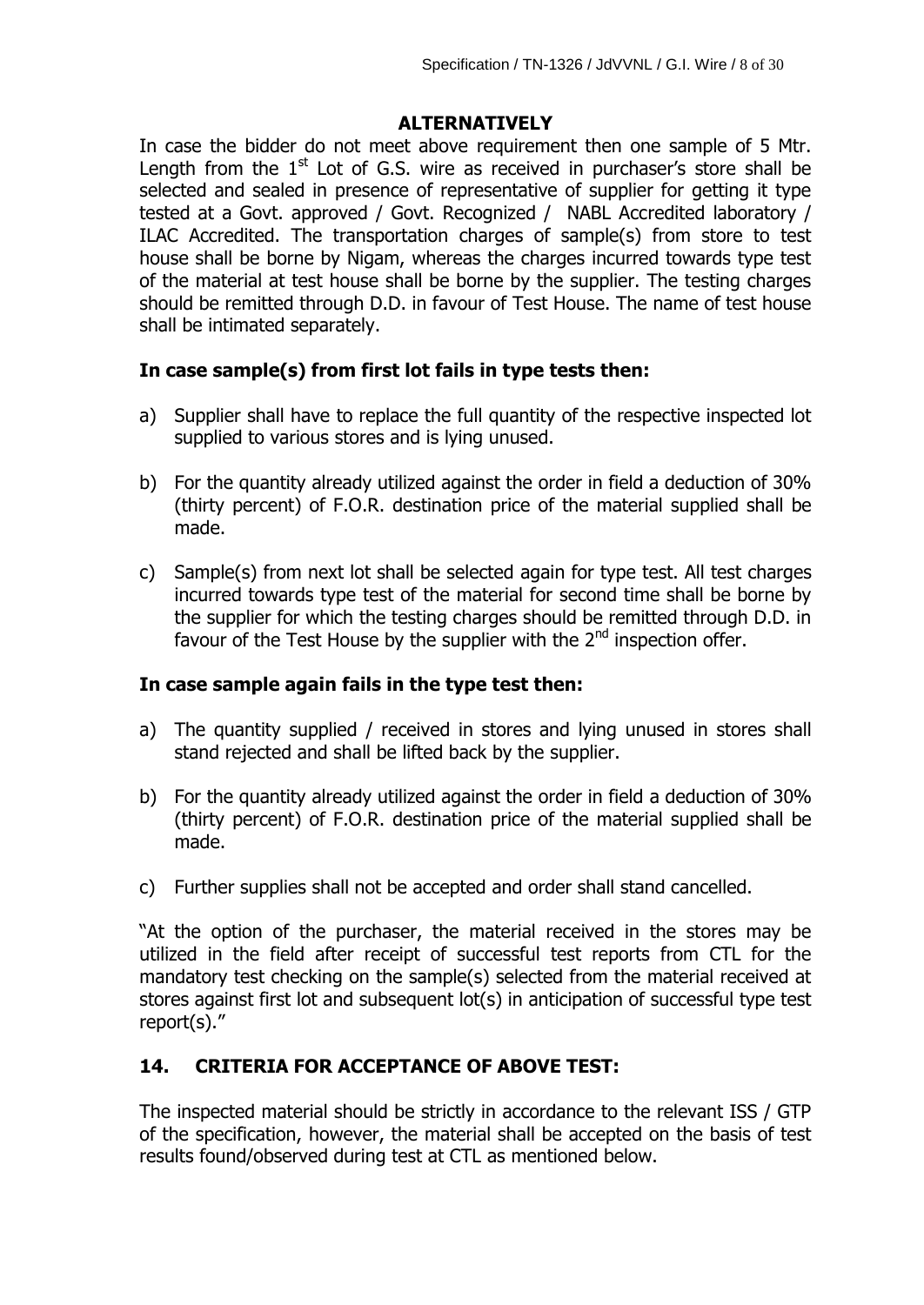**ALTERNATIVELY**

In case the bidder do not meet above requirement then one sample of 5 Mtr. Length from the 1st Lot of G.S. wire as received in purchaser's store shall be selected and sealed in presence of representative of supplier for getting it type tested at a Govt. approved / Govt. Recognized / NABL Accredited laboratory / ILAC Accredited. The transportation charges of sample(s) from store to test house shall be borne by Nigam, whereas the charges incurred towards type test of the material at test house shall be borne by the supplier. The testing charges should be remitted through D.D. in favour of Test House. The name of test house shall be intimated separately.

**In case sample(s) from first lot fails in type tests then:**

a) Supplier shall have to replace the full quantity of the respective inspected lot supplied to various stores and is lying unused.

b) For the quantity already utilized against the order in field a deduction of 30% (thirty percent) of F.O.R. destination price of the material supplied shall be made.

c) Sample(s) from next lot shall be selected again for type test. All test charges incurred towards type test of the material for second time shall be borne by the supplier for which the testing charges should be remitted through D.D. in favour of the Test House by the supplier with the 2nd inspection offer.

**In case sample again fails in the type test then:**

a) The quantity supplied / received in stores and lying unused in stores shall stand rejected and shall be lifted back by the supplier.

b) For the quantity already utilized against the order in field a deduction of 30% (thirty percent) of F.O.R. destination price of the material supplied shall be made.

c) Further supplies shall not be accepted and order shall stand cancelled.

"At the option of the purchaser, the material received in the stores may be utilized in the field after receipt of successful test reports from CTL for the mandatory test checking on the sample(s) selected from the material received at stores against first lot and subsequent lot(s) in anticipation of successful type test report(s)."

## 14. CRITERIA FOR ACCEPTANCE OF ABOVE TEST:

The inspected material should be strictly in accordance to the relevant ISS / GTP of the specification, however, the material shall be accepted on the basis of test results found/observed during test at CTL as mentioned below.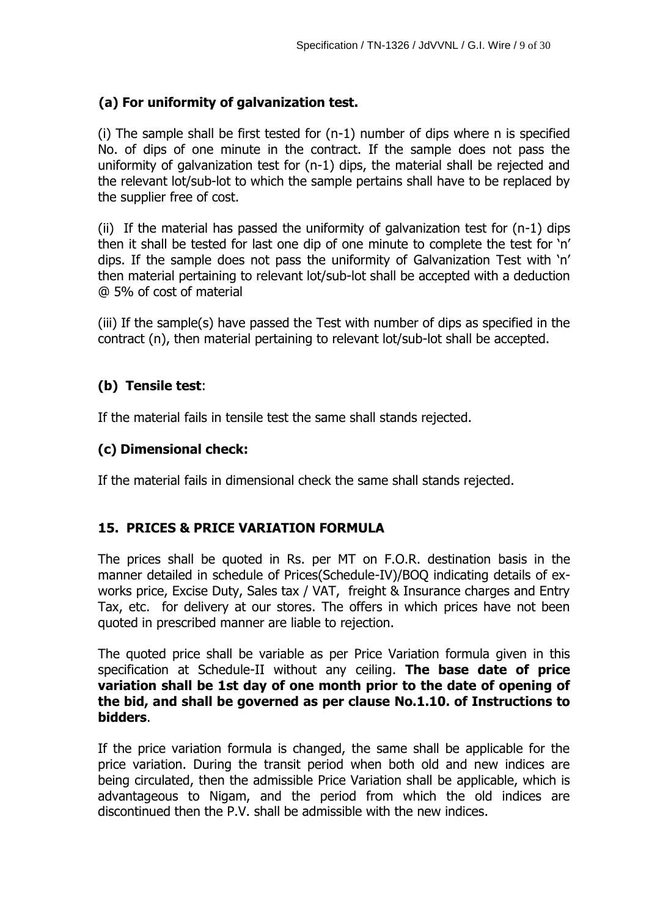### (a) For uniformity of galvanization test.

(i) The sample shall be first tested for (n-1) number of dips where n is specified No. of dips of one minute in the contract. If the sample does not pass the uniformity of galvanization test for (n-1) dips, the material shall be rejected and the relevant lot/sub-lot to which the sample pertains shall have to be replaced by the supplier free of cost.

(ii) If the material has passed the uniformity of galvanization test for (n-1) dips then it shall be tested for last one dip of one minute to complete the test for 'n' dips. If the sample does not pass the uniformity of Galvanization Test with 'n' then material pertaining to relevant lot/sub-lot shall be accepted with a deduction @ 5% of cost of material

(iii) If the sample(s) have passed the Test with number of dips as specified in the contract (n), then material pertaining to relevant lot/sub-lot shall be accepted.

### (b) Tensile test:

If the material fails in tensile test the same shall stands rejected.

### (c) Dimensional check:

If the material fails in dimensional check the same shall stands rejected.

## 15. PRICES & PRICE VARIATION FORMULA

The prices shall be quoted in Rs. per MT on F.O.R. destination basis in the manner detailed in schedule of Prices(Schedule-IV)/BOQ indicating details of ex-works price, Excise Duty, Sales tax / VAT, freight & Insurance charges and Entry Tax, etc. for delivery at our stores. The offers in which prices have not been quoted in prescribed manner are liable to rejection.

The quoted price shall be variable as per Price Variation formula given in this specification at Schedule-II without any ceiling. **The base date of price variation shall be 1st day of one month prior to the date of opening of the bid, and shall be governed as per clause No.1.10. of Instructions to bidders**.

If the price variation formula is changed, the same shall be applicable for the price variation. During the transit period when both old and new indices are being circulated, then the admissible Price Variation shall be applicable, which is advantageous to Nigam, and the period from which the old indices are discontinued then the P.V. shall be admissible with the new indices.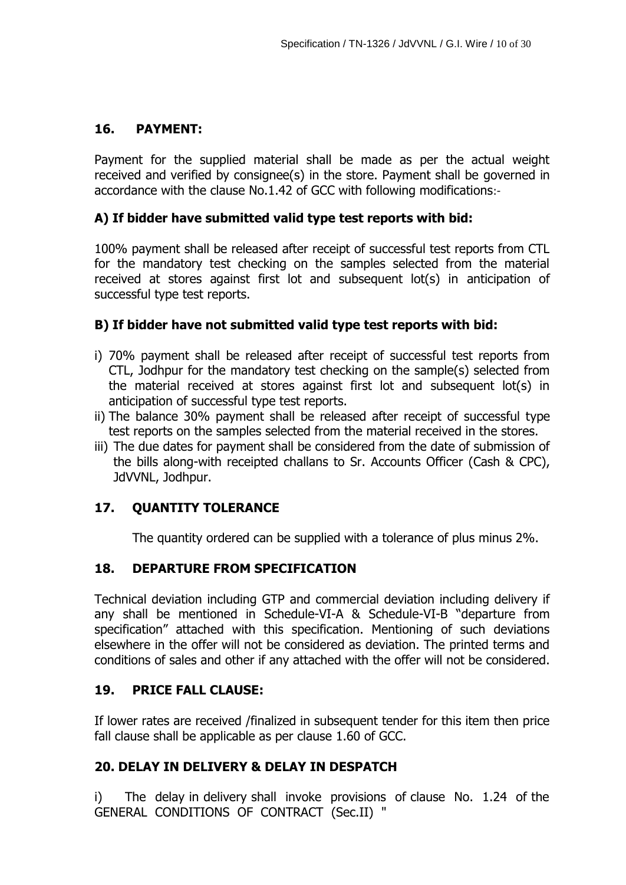## 16. PAYMENT:

Payment for the supplied material shall be made as per the actual weight received and verified by consignee(s) in the store. Payment shall be governed in accordance with the clause No.1.42 of GCC with following modifications:-

### A) If bidder have submitted valid type test reports with bid:

100% payment shall be released after receipt of successful test reports from CTL for the mandatory test checking on the samples selected from the material received at stores against first lot and subsequent lot(s) in anticipation of successful type test reports.

### B) If bidder have not submitted valid type test reports with bid:

i) 70% payment shall be released after receipt of successful test reports from CTL, Jodhpur for the mandatory test checking on the sample(s) selected from the material received at stores against first lot and subsequent lot(s) in anticipation of successful type test reports.

ii) The balance 30% payment shall be released after receipt of successful type test reports on the samples selected from the material received in the stores.

iii) The due dates for payment shall be considered from the date of submission of the bills along-with receipted challans to Sr. Accounts Officer (Cash & CPC), JdVVNL, Jodhpur.

## 17. QUANTITY TOLERANCE

The quantity ordered can be supplied with a tolerance of plus minus 2%.

## 18. DEPARTURE FROM SPECIFICATION

Technical deviation including GTP and commercial deviation including delivery if any shall be mentioned in Schedule-VI-A & Schedule-VI-B "departure from specification" attached with this specification. Mentioning of such deviations elsewhere in the offer will not be considered as deviation. The printed terms and conditions of sales and other if any attached with the offer will not be considered.

## 19. PRICE FALL CLAUSE:

If lower rates are received /finalized in subsequent tender for this item then price fall clause shall be applicable as per clause 1.60 of GCC.

## 20. DELAY IN DELIVERY & DELAY IN DESPATCH

i) The delay in delivery shall invoke provisions of clause No. 1.24 of the GENERAL CONDITIONS OF CONTRACT (Sec.II) "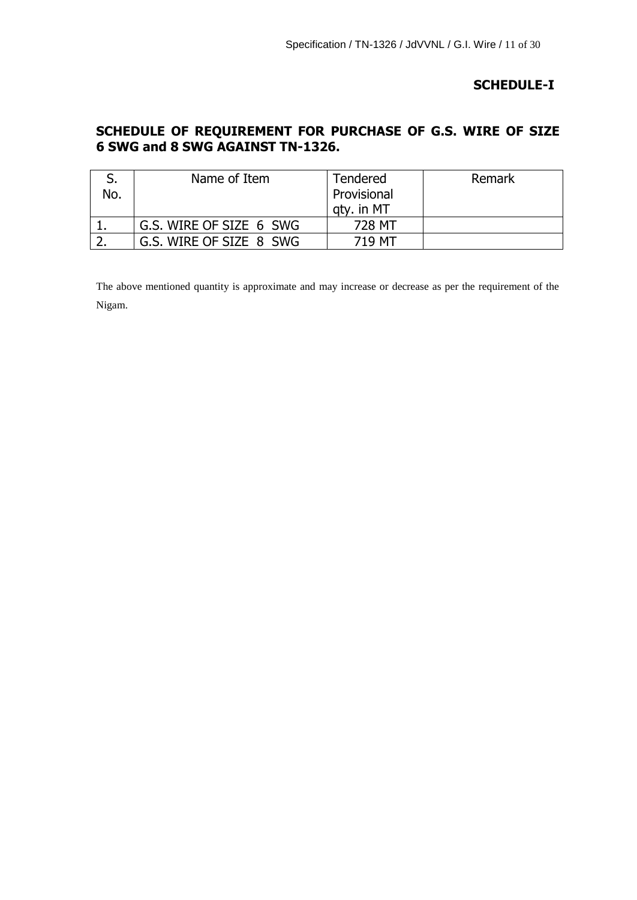**SCHEDULE-I**

## SCHEDULE OF REQUIREMENT FOR PURCHASE OF G.S. WIRE OF SIZE 6 SWG and 8 SWG AGAINST TN-1326.

| S. No. | Name of Item | Tendered Provisional qty. in MT | Remark |
|---|---|---|---|
| 1. | G.S. WIRE OF SIZE 6 SWG | 728 MT | |
| 2. | G.S. WIRE OF SIZE 8 SWG | 719 MT | |

The above mentioned quantity is approximate and may increase or decrease as per the requirement of the Nigam.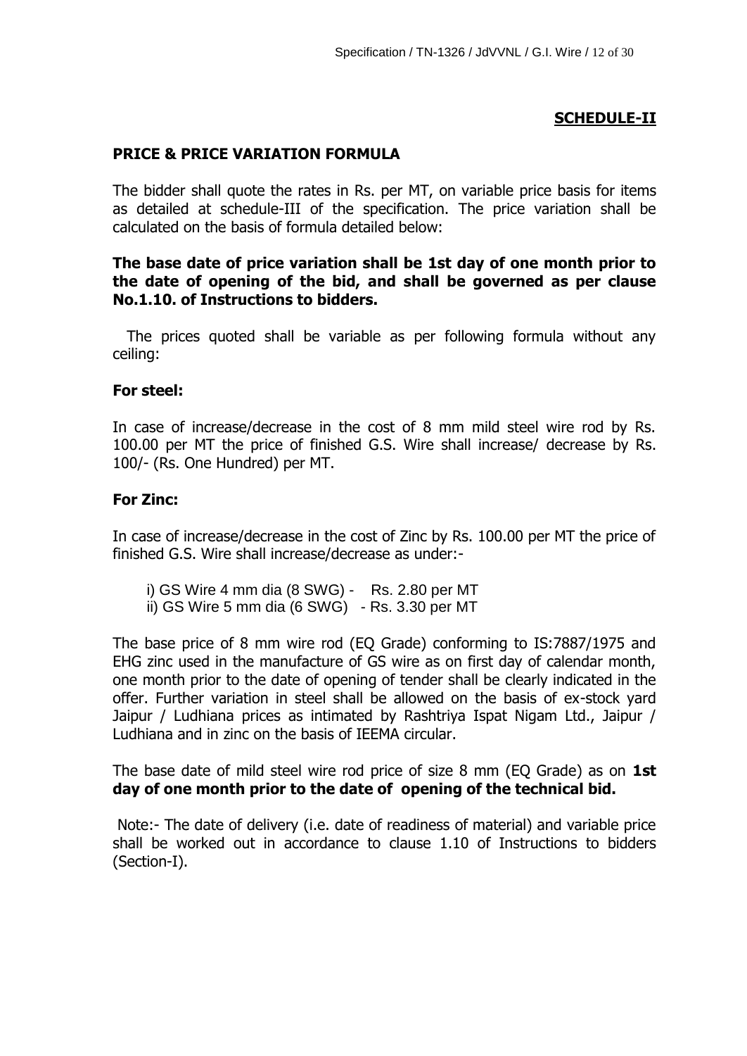## SCHEDULE-II

### PRICE & PRICE VARIATION FORMULA

The bidder shall quote the rates in Rs. per MT, on variable price basis for items as detailed at schedule-III of the specification. The price variation shall be calculated on the basis of formula detailed below:

**The base date of price variation shall be 1st day of one month prior to the date of opening of the bid, and shall be governed as per clause No.1.10. of Instructions to bidders.**

The prices quoted shall be variable as per following formula without any ceiling:

**For steel:**

In case of increase/decrease in the cost of 8 mm mild steel wire rod by Rs. 100.00 per MT the price of finished G.S. Wire shall increase/ decrease by Rs. 100/- (Rs. One Hundred) per MT.

**For Zinc:**

In case of increase/decrease in the cost of Zinc by Rs. 100.00 per MT the price of finished G.S. Wire shall increase/decrease as under:-

i) GS Wire 4 mm dia (8 SWG) - Rs. 2.80 per MT
ii) GS Wire 5 mm dia (6 SWG) - Rs. 3.30 per MT

The base price of 8 mm wire rod (EQ Grade) conforming to IS:7887/1975 and EHG zinc used in the manufacture of GS wire as on first day of calendar month, one month prior to the date of opening of tender shall be clearly indicated in the offer. Further variation in steel shall be allowed on the basis of ex-stock yard Jaipur / Ludhiana prices as intimated by Rashtriya Ispat Nigam Ltd., Jaipur / Ludhiana and in zinc on the basis of IEEMA circular.

The base date of mild steel wire rod price of size 8 mm (EQ Grade) as on **1st day of one month prior to the date of opening of the technical bid.**

Note:- The date of delivery (i.e. date of readiness of material) and variable price shall be worked out in accordance to clause 1.10 of Instructions to bidders (Section-I).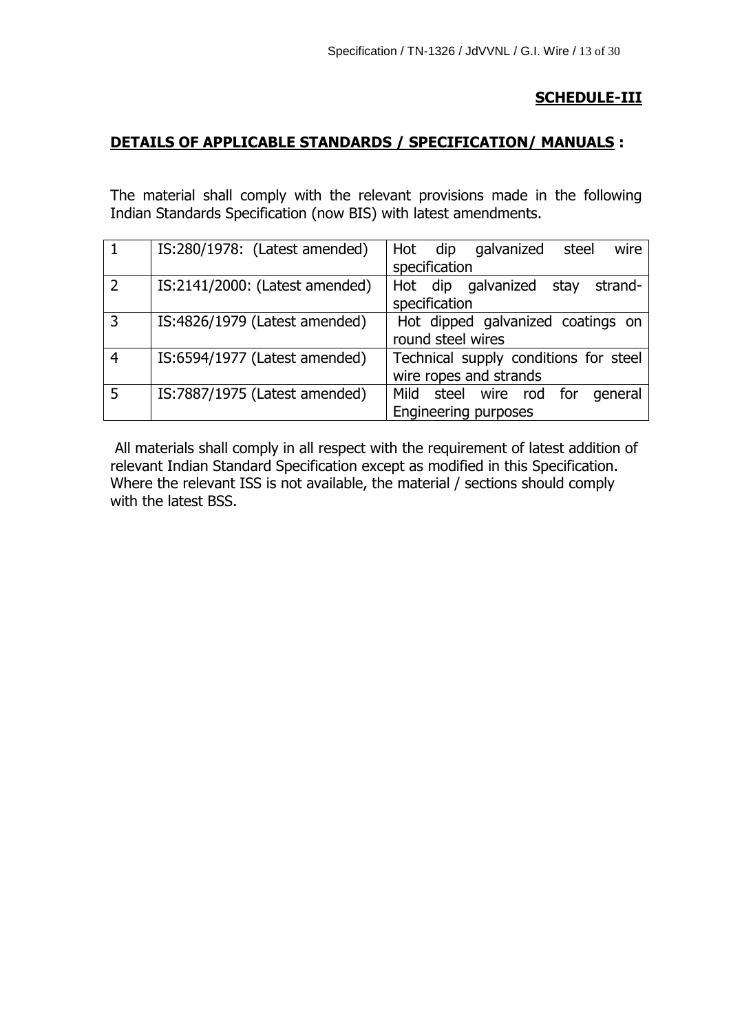**SCHEDULE-III**

**DETAILS OF APPLICABLE STANDARDS / SPECIFICATION/ MANUALS :**

The material shall comply with the relevant provisions made in the following Indian Standards Specification (now BIS) with latest amendments.

| | | |
|---|---|---|
| 1 | IS:280/1978: (Latest amended) | Hot dip galvanized steel wire specification |
| 2 | IS:2141/2000: (Latest amended) | Hot dip galvanized stay strand-specification |
| 3 | IS:4826/1979 (Latest amended) | Hot dipped galvanized coatings on round steel wires |
| 4 | IS:6594/1977 (Latest amended) | Technical supply conditions for steel wire ropes and strands |
| 5 | IS:7887/1975 (Latest amended) | Mild steel wire rod for general Engineering purposes |

All materials shall comply in all respect with the requirement of latest addition of relevant Indian Standard Specification except as modified in this Specification. Where the relevant ISS is not available, the material / sections should comply with the latest BSS.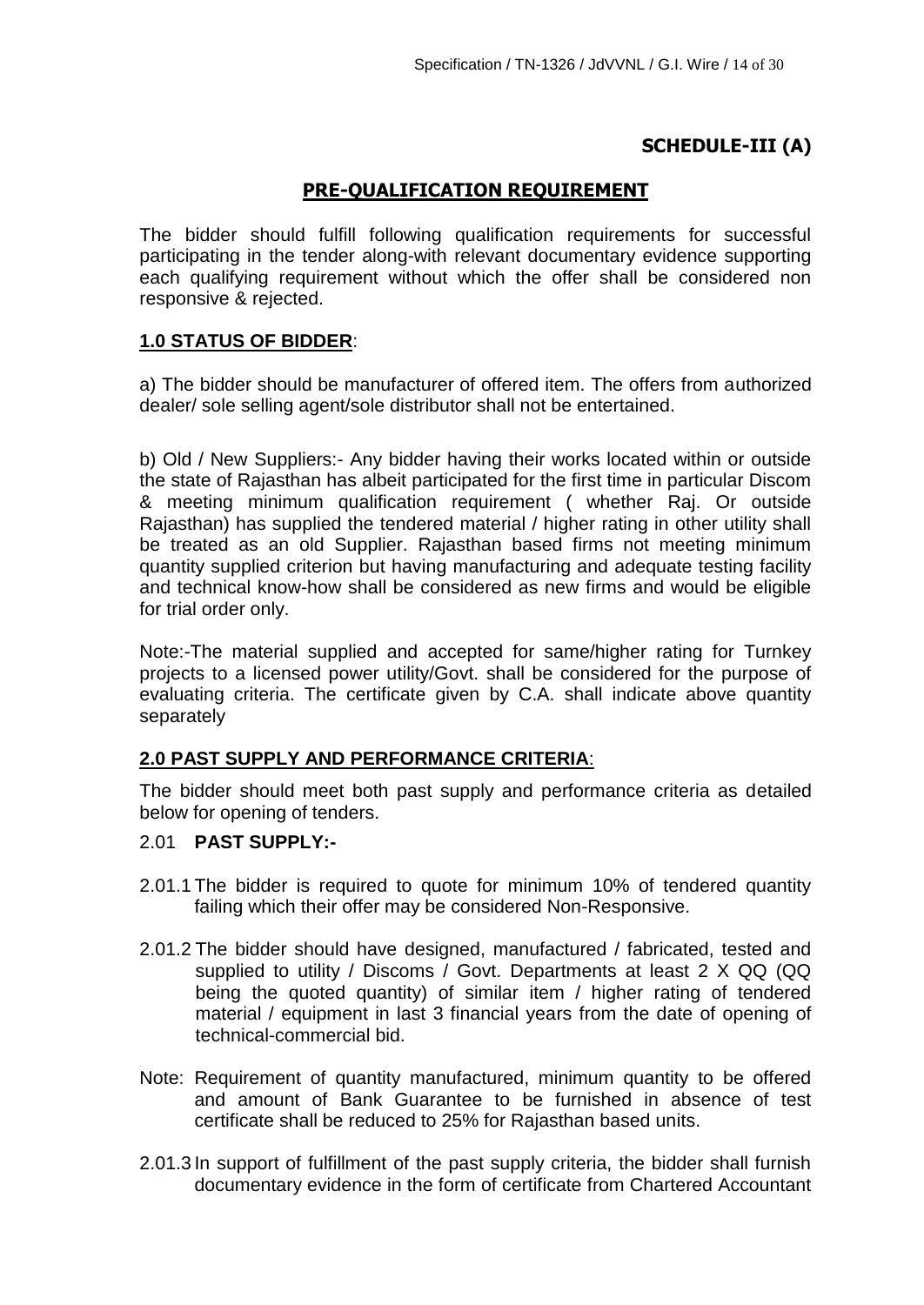## SCHEDULE-III (A)

## PRE-QUALIFICATION REQUIREMENT

The bidder should fulfill following qualification requirements for successful participating in the tender along-with relevant documentary evidence supporting each qualifying requirement without which the offer shall be considered non responsive & rejected.

### 1.0 STATUS OF BIDDER:

a) The bidder should be manufacturer of offered item. The offers from authorized dealer/ sole selling agent/sole distributor shall not be entertained.

b) Old / New Suppliers:- Any bidder having their works located within or outside the state of Rajasthan has albeit participated for the first time in particular Discom & meeting minimum qualification requirement ( whether Raj. Or outside Rajasthan) has supplied the tendered material / higher rating in other utility shall be treated as an old Supplier. Rajasthan based firms not meeting minimum quantity supplied criterion but having manufacturing and adequate testing facility and technical know-how shall be considered as new firms and would be eligible for trial order only.

Note:-The material supplied and accepted for same/higher rating for Turnkey projects to a licensed power utility/Govt. shall be considered for the purpose of evaluating criteria. The certificate given by C.A. shall indicate above quantity separately

### 2.0 PAST SUPPLY AND PERFORMANCE CRITERIA:

The bidder should meet both past supply and performance criteria as detailed below for opening of tenders.

2.01 **PAST SUPPLY:-**

2.01.1 The bidder is required to quote for minimum 10% of tendered quantity failing which their offer may be considered Non-Responsive.

2.01.2 The bidder should have designed, manufactured / fabricated, tested and supplied to utility / Discoms / Govt. Departments at least 2 X QQ (QQ being the quoted quantity) of similar item / higher rating of tendered material / equipment in last 3 financial years from the date of opening of technical-commercial bid.

Note: Requirement of quantity manufactured, minimum quantity to be offered and amount of Bank Guarantee to be furnished in absence of test certificate shall be reduced to 25% for Rajasthan based units.

2.01.3 In support of fulfillment of the past supply criteria, the bidder shall furnish documentary evidence in the form of certificate from Chartered Accountant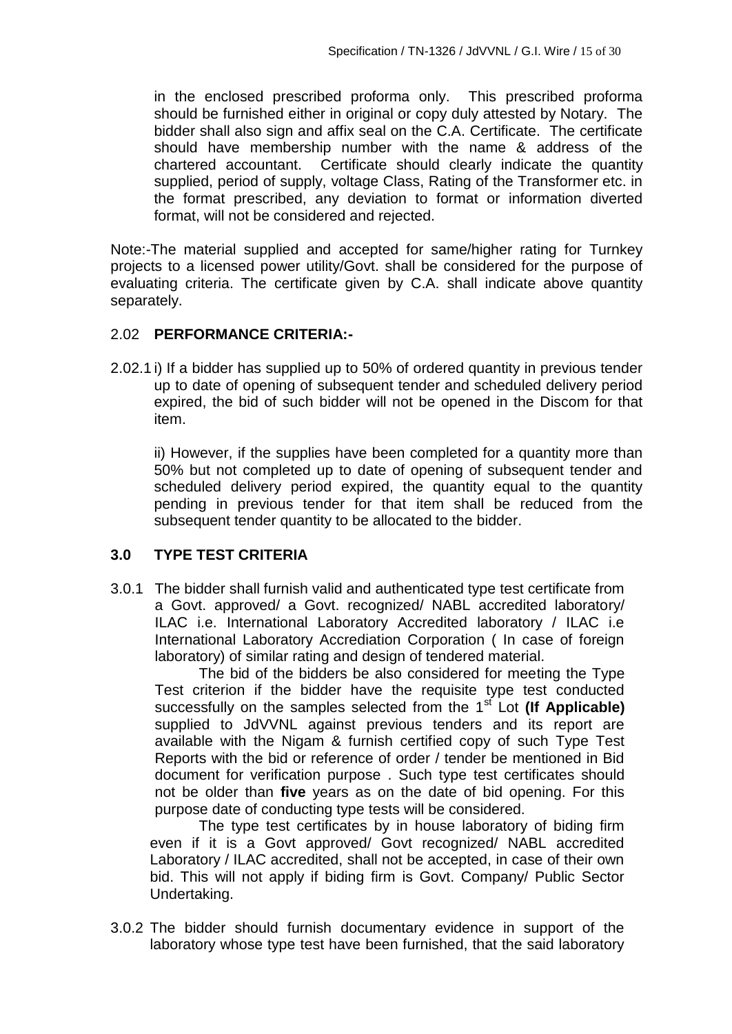in the enclosed prescribed proforma only. This prescribed proforma should be furnished either in original or copy duly attested by Notary. The bidder shall also sign and affix seal on the C.A. Certificate. The certificate should have membership number with the name & address of the chartered accountant. Certificate should clearly indicate the quantity supplied, period of supply, voltage Class, Rating of the Transformer etc. in the format prescribed, any deviation to format or information diverted format, will not be considered and rejected.

Note:-The material supplied and accepted for same/higher rating for Turnkey projects to a licensed power utility/Govt. shall be considered for the purpose of evaluating criteria. The certificate given by C.A. shall indicate above quantity separately.

2.02 **PERFORMANCE CRITERIA:-**

2.02.1 i) If a bidder has supplied up to 50% of ordered quantity in previous tender up to date of opening of subsequent tender and scheduled delivery period expired, the bid of such bidder will not be opened in the Discom for that item.

ii) However, if the supplies have been completed for a quantity more than 50% but not completed up to date of opening of subsequent tender and scheduled delivery period expired, the quantity equal to the quantity pending in previous tender for that item shall be reduced from the subsequent tender quantity to be allocated to the bidder.

## 3.0 TYPE TEST CRITERIA

3.0.1 The bidder shall furnish valid and authenticated type test certificate from a Govt. approved/ a Govt. recognized/ NABL accredited laboratory/ ILAC i.e. International Laboratory Accredited laboratory / ILAC i.e International Laboratory Accrediation Corporation ( In case of foreign laboratory) of similar rating and design of tendered material.

The bid of the bidders be also considered for meeting the Type Test criterion if the bidder have the requisite type test conducted successfully on the samples selected from the 1st Lot **(If Applicable)** supplied to JdVVNL against previous tenders and its report are available with the Nigam & furnish certified copy of such Type Test Reports with the bid or reference of order / tender be mentioned in Bid document for verification purpose . Such type test certificates should not be older than **five** years as on the date of bid opening. For this purpose date of conducting type tests will be considered.

The type test certificates by in house laboratory of biding firm even if it is a Govt approved/ Govt recognized/ NABL accredited Laboratory / ILAC accredited, shall not be accepted, in case of their own bid. This will not apply if biding firm is Govt. Company/ Public Sector Undertaking.

3.0.2 The bidder should furnish documentary evidence in support of the laboratory whose type test have been furnished, that the said laboratory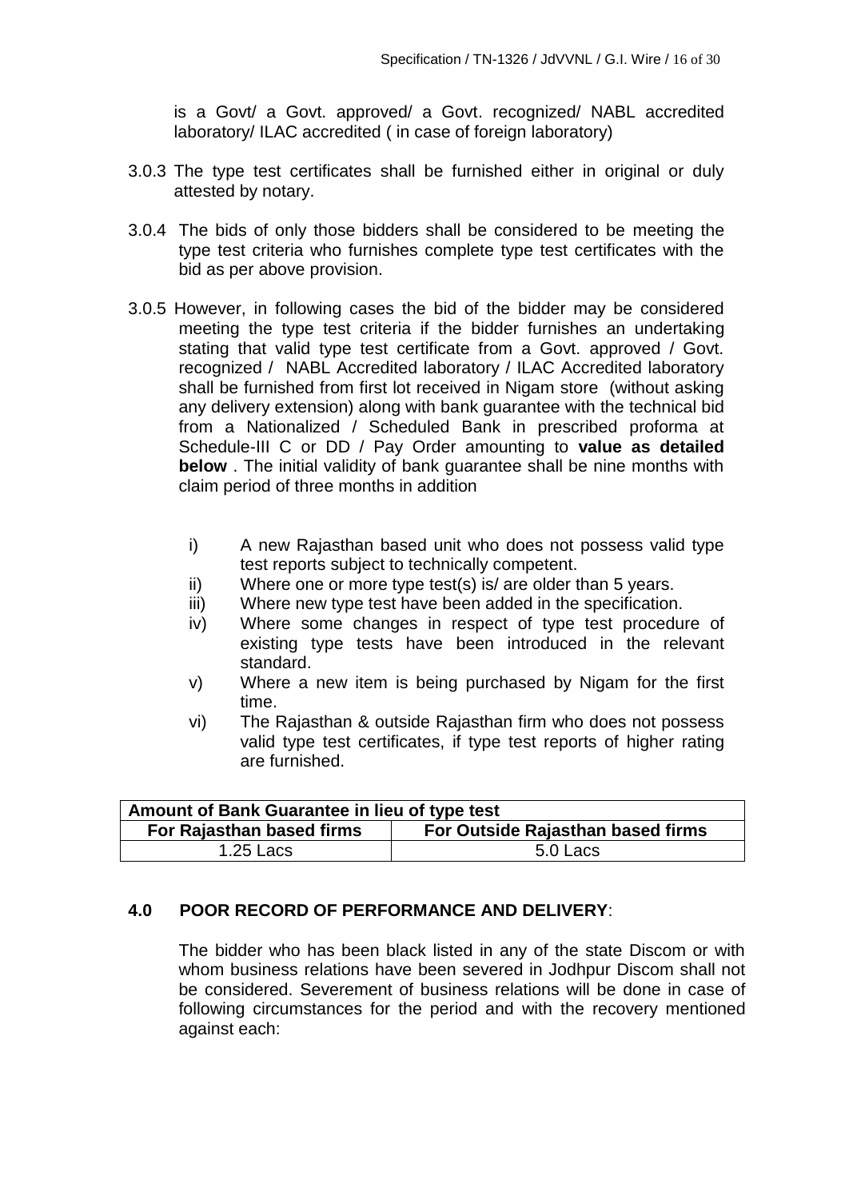is a Govt/ a Govt. approved/ a Govt. recognized/ NABL accredited laboratory/ ILAC accredited ( in case of foreign laboratory)

3.0.3 The type test certificates shall be furnished either in original or duly attested by notary.

3.0.4 The bids of only those bidders shall be considered to be meeting the type test criteria who furnishes complete type test certificates with the bid as per above provision.

3.0.5 However, in following cases the bid of the bidder may be considered meeting the type test criteria if the bidder furnishes an undertaking stating that valid type test certificate from a Govt. approved / Govt. recognized / NABL Accredited laboratory / ILAC Accredited laboratory shall be furnished from first lot received in Nigam store (without asking any delivery extension) along with bank guarantee with the technical bid from a Nationalized / Scheduled Bank in prescribed proforma at Schedule-III C or DD / Pay Order amounting to **value as detailed below** . The initial validity of bank guarantee shall be nine months with claim period of three months in addition

i) A new Rajasthan based unit who does not possess valid type test reports subject to technically competent.

ii) Where one or more type test(s) is/ are older than 5 years.

iii) Where new type test have been added in the specification.

iv) Where some changes in respect of type test procedure of existing type tests have been introduced in the relevant standard.

v) Where a new item is being purchased by Nigam for the first time.

vi) The Rajasthan & outside Rajasthan firm who does not possess valid type test certificates, if type test reports of higher rating are furnished.

| **Amount of Bank Guarantee in lieu of type test** | |
|---|---|
| **For Rajasthan based firms** | **For Outside Rajasthan based firms** |
| 1.25 Lacs | 5.0 Lacs |

## 4.0 POOR RECORD OF PERFORMANCE AND DELIVERY:

The bidder who has been black listed in any of the state Discom or with whom business relations have been severed in Jodhpur Discom shall not be considered. Severement of business relations will be done in case of following circumstances for the period and with the recovery mentioned against each: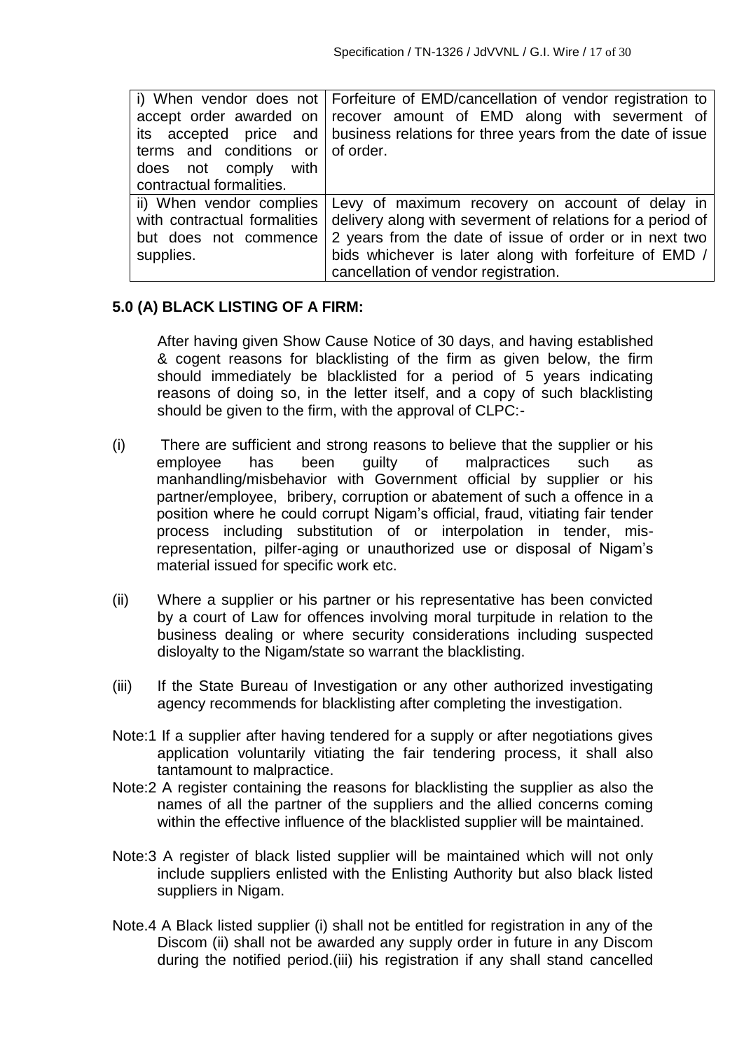| | |
|---|---|
| i) When vendor does not accept order awarded on its accepted price and terms and conditions or does not comply with contractual formalities. | Forfeiture of EMD/cancellation of vendor registration to recover amount of EMD along with severment of business relations for three years from the date of issue of order. |
| ii) When vendor complies with contractual formalities but does not commence supplies. | Levy of maximum recovery on account of delay in delivery along with severment of relations for a period of 2 years from the date of issue of order or in next two bids whichever is later along with forfeiture of EMD / cancellation of vendor registration. |

### 5.0 (A) BLACK LISTING OF A FIRM:

After having given Show Cause Notice of 30 days, and having established & cogent reasons for blacklisting of the firm as given below, the firm should immediately be blacklisted for a period of 5 years indicating reasons of doing so, in the letter itself, and a copy of such blacklisting should be given to the firm, with the approval of CLPC:-

(i) There are sufficient and strong reasons to believe that the supplier or his employee has been guilty of malpractices such as manhandling/misbehavior with Government official by supplier or his partner/employee, bribery, corruption or abatement of such a offence in a position where he could corrupt Nigam's official, fraud, vitiating fair tender process including substitution of or interpolation in tender, mis-representation, pilfer-aging or unauthorized use or disposal of Nigam's material issued for specific work etc.

(ii) Where a supplier or his partner or his representative has been convicted by a court of Law for offences involving moral turpitude in relation to the business dealing or where security considerations including suspected disloyalty to the Nigam/state so warrant the blacklisting.

(iii) If the State Bureau of Investigation or any other authorized investigating agency recommends for blacklisting after completing the investigation.

Note:1 If a supplier after having tendered for a supply or after negotiations gives application voluntarily vitiating the fair tendering process, it shall also tantamount to malpractice.

Note:2 A register containing the reasons for blacklisting the supplier as also the names of all the partner of the suppliers and the allied concerns coming within the effective influence of the blacklisted supplier will be maintained.

Note:3 A register of black listed supplier will be maintained which will not only include suppliers enlisted with the Enlisting Authority but also black listed suppliers in Nigam.

Note.4 A Black listed supplier (i) shall not be entitled for registration in any of the Discom (ii) shall not be awarded any supply order in future in any Discom during the notified period.(iii) his registration if any shall stand cancelled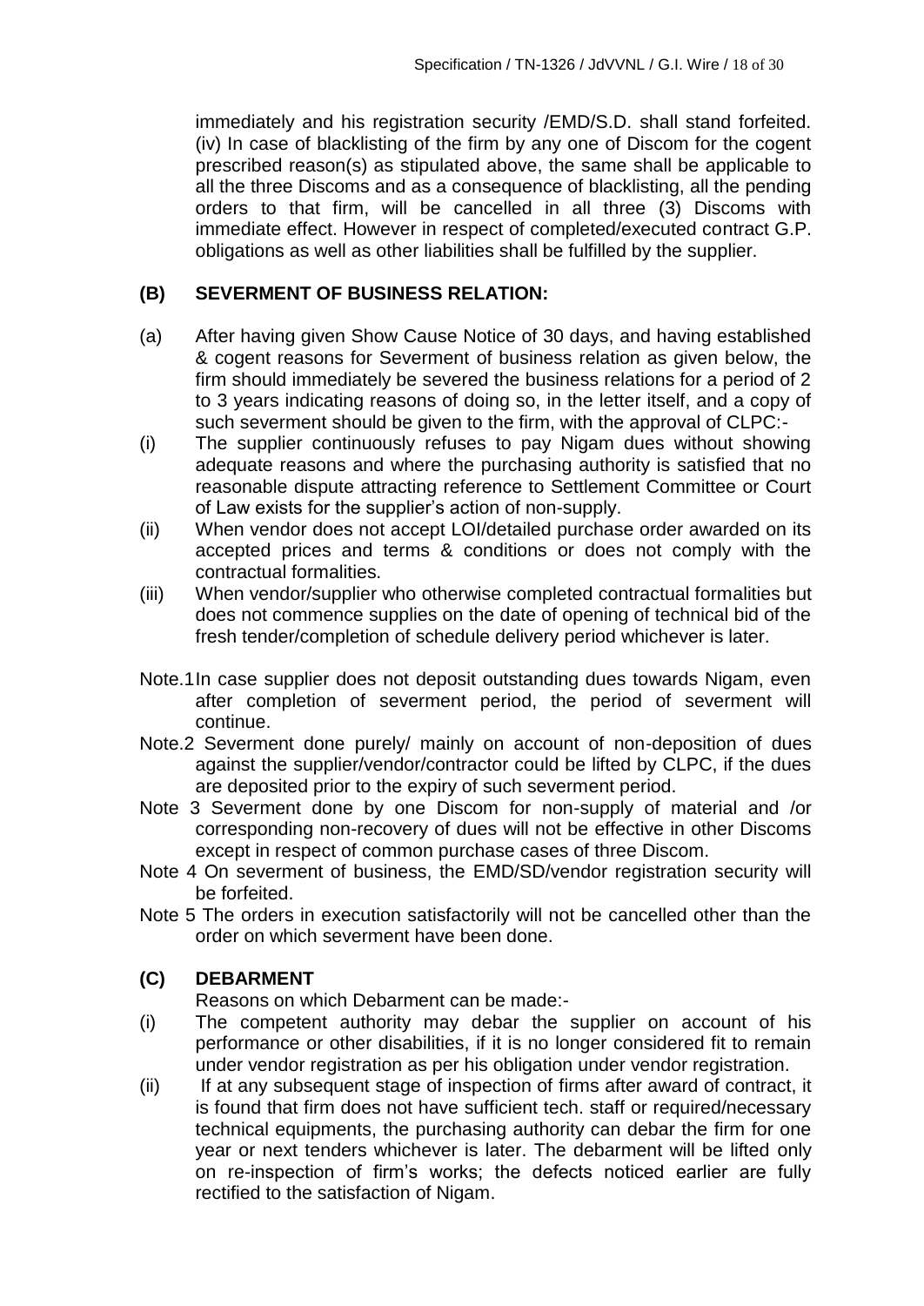immediately and his registration security /EMD/S.D. shall stand forfeited. (iv) In case of blacklisting of the firm by any one of Discom for the cogent prescribed reason(s) as stipulated above, the same shall be applicable to all the three Discoms and as a consequence of blacklisting, all the pending orders to that firm, will be cancelled in all three (3) Discoms with immediate effect. However in respect of completed/executed contract G.P. obligations as well as other liabilities shall be fulfilled by the supplier.

**(B) SEVERMENT OF BUSINESS RELATION:**

(a) After having given Show Cause Notice of 30 days, and having established & cogent reasons for Severment of business relation as given below, the firm should immediately be severed the business relations for a period of 2 to 3 years indicating reasons of doing so, in the letter itself, and a copy of such severment should be given to the firm, with the approval of CLPC:-

(i) The supplier continuously refuses to pay Nigam dues without showing adequate reasons and where the purchasing authority is satisfied that no reasonable dispute attracting reference to Settlement Committee or Court of Law exists for the supplier's action of non-supply.

(ii) When vendor does not accept LOI/detailed purchase order awarded on its accepted prices and terms & conditions or does not comply with the contractual formalities.

(iii) When vendor/supplier who otherwise completed contractual formalities but does not commence supplies on the date of opening of technical bid of the fresh tender/completion of schedule delivery period whichever is later.

Note.1 In case supplier does not deposit outstanding dues towards Nigam, even after completion of severment period, the period of severment will continue.

Note.2 Severment done purely/ mainly on account of non-deposition of dues against the supplier/vendor/contractor could be lifted by CLPC, if the dues are deposited prior to the expiry of such severment period.

Note 3 Severment done by one Discom for non-supply of material and /or corresponding non-recovery of dues will not be effective in other Discoms except in respect of common purchase cases of three Discom.

Note 4 On severment of business, the EMD/SD/vendor registration security will be forfeited.

Note 5 The orders in execution satisfactorily will not be cancelled other than the order on which severment have been done.

**(C) DEBARMENT**

Reasons on which Debarment can be made:-

(i) The competent authority may debar the supplier on account of his performance or other disabilities, if it is no longer considered fit to remain under vendor registration as per his obligation under vendor registration.

(ii) If at any subsequent stage of inspection of firms after award of contract, it is found that firm does not have sufficient tech. staff or required/necessary technical equipments, the purchasing authority can debar the firm for one year or next tenders whichever is later. The debarment will be lifted only on re-inspection of firm's works; the defects noticed earlier are fully rectified to the satisfaction of Nigam.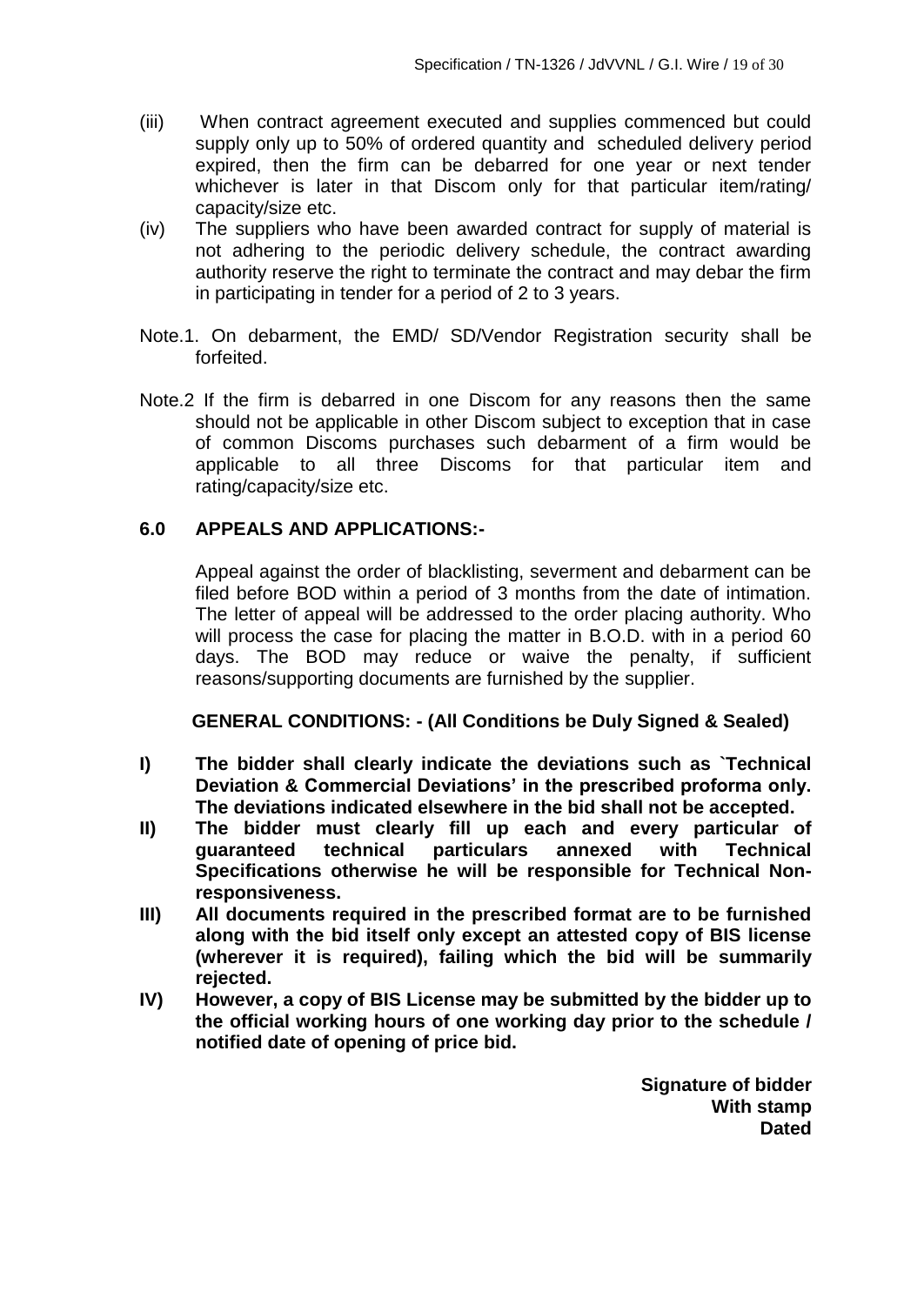(iii) When contract agreement executed and supplies commenced but could supply only up to 50% of ordered quantity and scheduled delivery period expired, then the firm can be debarred for one year or next tender whichever is later in that Discom only for that particular item/rating/ capacity/size etc.

(iv) The suppliers who have been awarded contract for supply of material is not adhering to the periodic delivery schedule, the contract awarding authority reserve the right to terminate the contract and may debar the firm in participating in tender for a period of 2 to 3 years.

Note.1. On debarment, the EMD/ SD/Vendor Registration security shall be forfeited.

Note.2 If the firm is debarred in one Discom for any reasons then the same should not be applicable in other Discom subject to exception that in case of common Discoms purchases such debarment of a firm would be applicable to all three Discoms for that particular item and rating/capacity/size etc.

## 6.0 APPEALS AND APPLICATIONS:-

Appeal against the order of blacklisting, severment and debarment can be filed before BOD within a period of 3 months from the date of intimation. The letter of appeal will be addressed to the order placing authority. Who will process the case for placing the matter in B.O.D. with in a period 60 days. The BOD may reduce or waive the penalty, if sufficient reasons/supporting documents are furnished by the supplier.

**GENERAL CONDITIONS: - (All Conditions be Duly Signed & Sealed)**

**I) The bidder shall clearly indicate the deviations such as `Technical Deviation & Commercial Deviations' in the prescribed proforma only. The deviations indicated elsewhere in the bid shall not be accepted.**

**II) The bidder must clearly fill up each and every particular of guaranteed technical particulars annexed with Technical Specifications otherwise he will be responsible for Technical Non-responsiveness.**

**III) All documents required in the prescribed format are to be furnished along with the bid itself only except an attested copy of BIS license (wherever it is required), failing which the bid will be summarily rejected.**

**IV) However, a copy of BIS License may be submitted by the bidder up to the official working hours of one working day prior to the schedule / notified date of opening of price bid.**

**Signature of bidder**
**With stamp**
**Dated**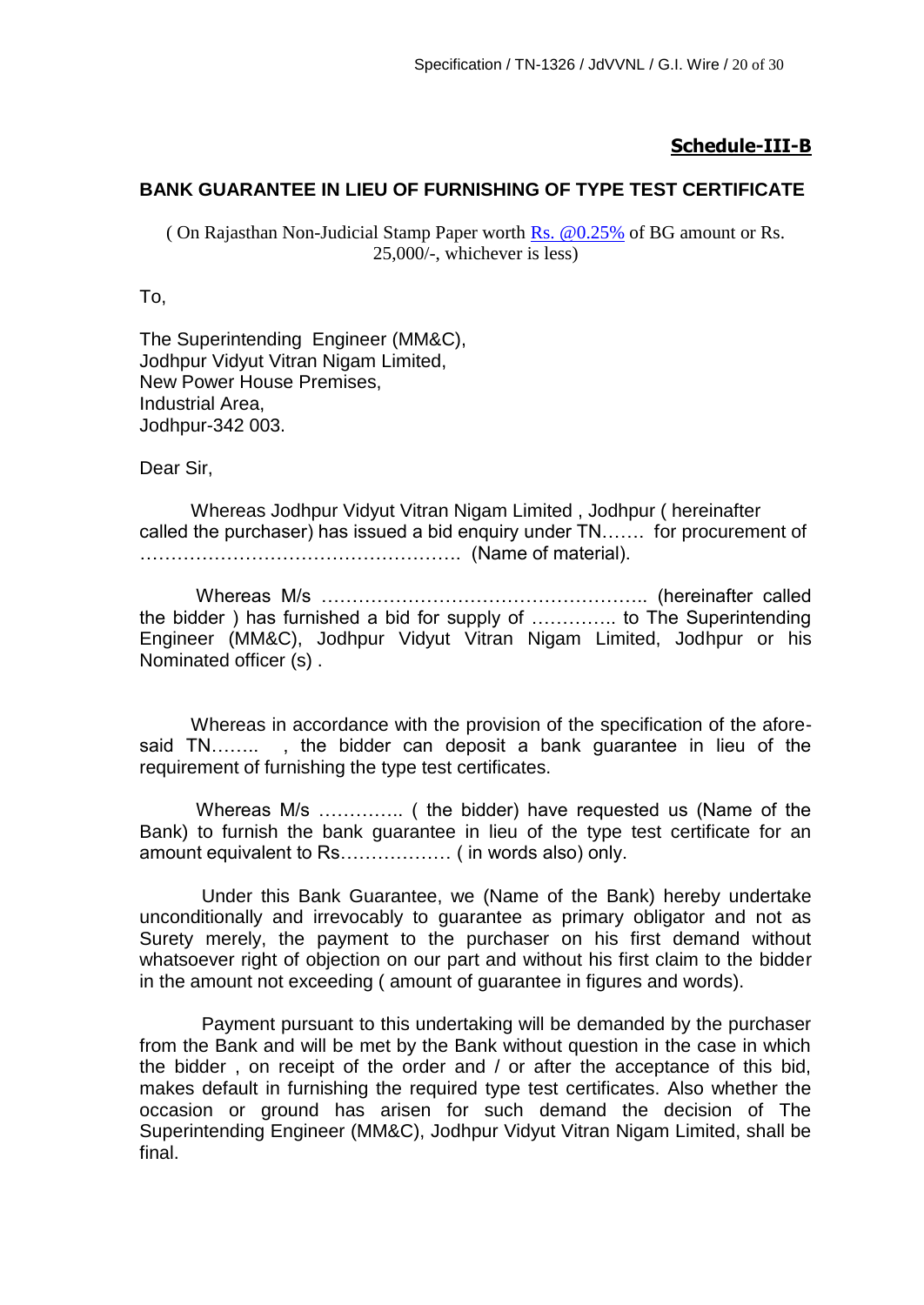**Schedule-III-B**

**BANK GUARANTEE IN LIEU OF FURNISHING OF TYPE TEST CERTIFICATE**

( On Rajasthan Non-Judicial Stamp Paper worth Rs. @0.25% of BG amount or Rs. 25,000/-, whichever is less)

To,

The Superintending Engineer (MM&C),
Jodhpur Vidyut Vitran Nigam Limited,
New Power House Premises,
Industrial Area,
Jodhpur-342 003.

Dear Sir,

Whereas Jodhpur Vidyut Vitran Nigam Limited , Jodhpur ( hereinafter called the purchaser) has issued a bid enquiry under TN……. for procurement of ……………………………………………. (Name of material).

Whereas M/s …………………………………………….. (hereinafter called the bidder ) has furnished a bid for supply of ………….. to The Superintending Engineer (MM&C), Jodhpur Vidyut Vitran Nigam Limited, Jodhpur or his Nominated officer (s) .

Whereas in accordance with the provision of the specification of the afore-said TN…….. , the bidder can deposit a bank guarantee in lieu of the requirement of furnishing the type test certificates.

Whereas M/s ………….. ( the bidder) have requested us (Name of the Bank) to furnish the bank guarantee in lieu of the type test certificate for an amount equivalent to Rs……………… ( in words also) only.

Under this Bank Guarantee, we (Name of the Bank) hereby undertake unconditionally and irrevocably to guarantee as primary obligator and not as Surety merely, the payment to the purchaser on his first demand without whatsoever right of objection on our part and without his first claim to the bidder in the amount not exceeding ( amount of guarantee in figures and words).

Payment pursuant to this undertaking will be demanded by the purchaser from the Bank and will be met by the Bank without question in the case in which the bidder , on receipt of the order and / or after the acceptance of this bid, makes default in furnishing the required type test certificates. Also whether the occasion or ground has arisen for such demand the decision of The Superintending Engineer (MM&C), Jodhpur Vidyut Vitran Nigam Limited, shall be final.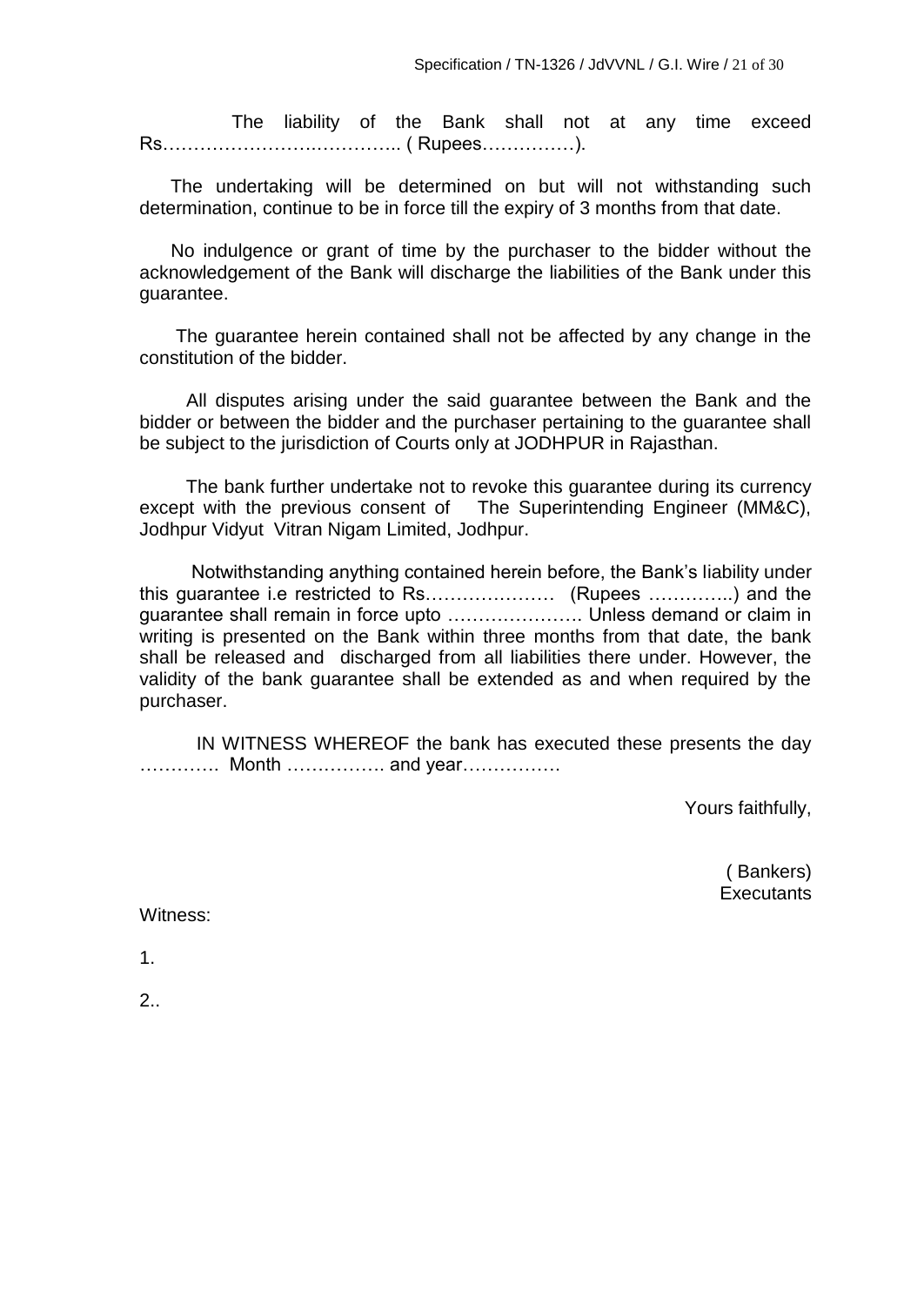The liability of the Bank shall not at any time exceed Rs……………………….………….. ( Rupees……………).

The undertaking will be determined on but will not withstanding such determination, continue to be in force till the expiry of 3 months from that date.

No indulgence or grant of time by the purchaser to the bidder without the acknowledgement of the Bank will discharge the liabilities of the Bank under this guarantee.

The guarantee herein contained shall not be affected by any change in the constitution of the bidder.

All disputes arising under the said guarantee between the Bank and the bidder or between the bidder and the purchaser pertaining to the guarantee shall be subject to the jurisdiction of Courts only at JODHPUR in Rajasthan.

The bank further undertake not to revoke this guarantee during its currency except with the previous consent of The Superintending Engineer (MM&C), Jodhpur Vidyut Vitran Nigam Limited, Jodhpur.

Notwithstanding anything contained herein before, the Bank's liability under this guarantee i.e restricted to Rs………………… (Rupees …………..) and the guarantee shall remain in force upto …………………. Unless demand or claim in writing is presented on the Bank within three months from that date, the bank shall be released and discharged from all liabilities there under. However, the validity of the bank guarantee shall be extended as and when required by the purchaser.

IN WITNESS WHEREOF the bank has executed these presents the day …………. Month ……………. and year…………….

Yours faithfully,

( Bankers)
Executants

Witness:

1.

2..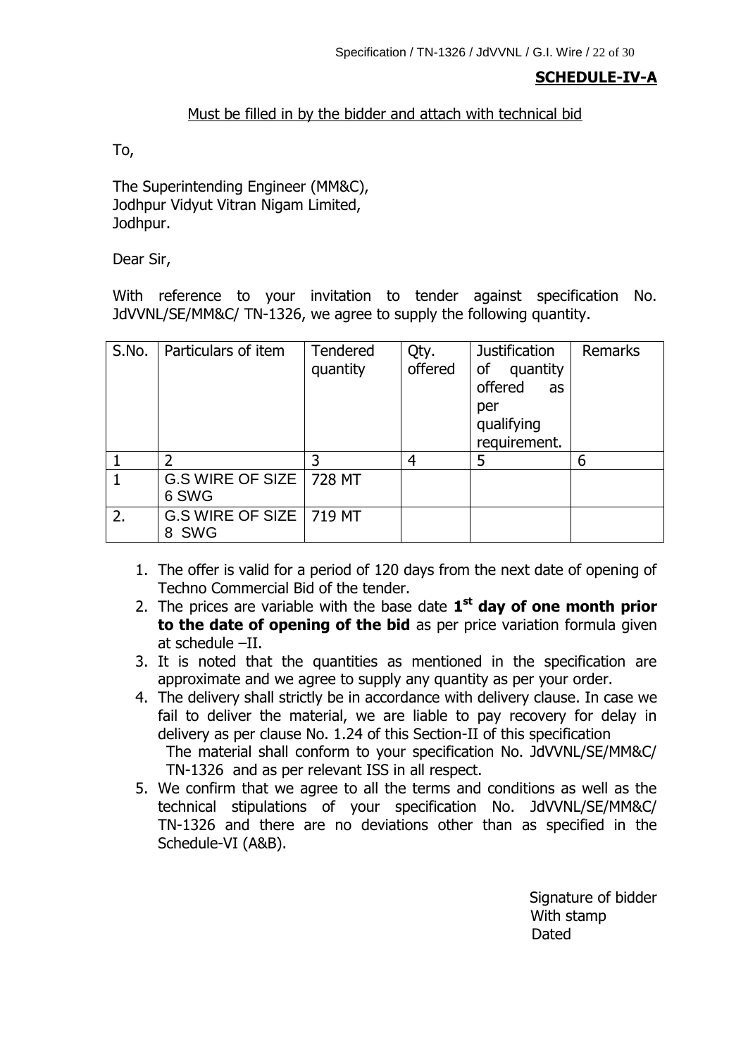**SCHEDULE-IV-A**

Must be filled in by the bidder and attach with technical bid

To,

The Superintending Engineer (MM&C),
Jodhpur Vidyut Vitran Nigam Limited,
Jodhpur.

Dear Sir,

With reference to your invitation to tender against specification No. JdVVNL/SE/MM&C/ TN-1326, we agree to supply the following quantity.

| S.No. | Particulars of item | Tendered quantity | Qty. offered | Justification of quantity offered as per qualifying requirement. | Remarks |
|---|---|---|---|---|---|
| 1 | 2 | 3 | 4 | 5 | 6 |
| 1 | G.S WIRE OF SIZE 6 SWG | 728 MT | | | |
| 2. | G.S WIRE OF SIZE 8 SWG | 719 MT | | | |

1. The offer is valid for a period of 120 days from the next date of opening of Techno Commercial Bid of the tender.
2. The prices are variable with the base date **1st day of one month prior to the date of opening of the bid** as per price variation formula given at schedule –II.
3. It is noted that the quantities as mentioned in the specification are approximate and we agree to supply any quantity as per your order.
4. The delivery shall strictly be in accordance with delivery clause. In case we fail to deliver the material, we are liable to pay recovery for delay in delivery as per clause No. 1.24 of this Section-II of this specification
   The material shall conform to your specification No. JdVVNL/SE/MM&C/ TN-1326 and as per relevant ISS in all respect.
5. We confirm that we agree to all the terms and conditions as well as the technical stipulations of your specification No. JdVVNL/SE/MM&C/ TN-1326 and there are no deviations other than as specified in the Schedule-VI (A&B).

Signature of bidder
With stamp
Dated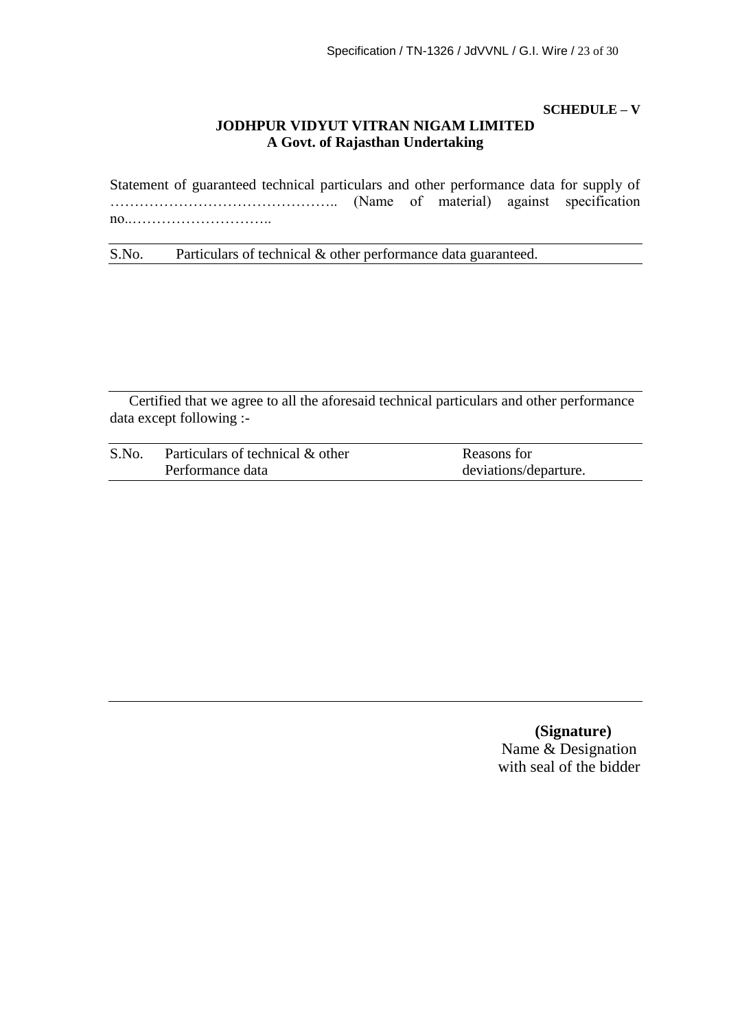**SCHEDULE – V**

**JODHPUR VIDYUT VITRAN NIGAM LIMITED**
**A Govt. of Rajasthan Undertaking**

Statement of guaranteed technical particulars and other performance data for supply of ……………………………………….. (Name of material) against specification no..………………………..

| S.No. | Particulars of technical & other performance data guaranteed. |
|---|---|
| | |

Certified that we agree to all the aforesaid technical particulars and other performance data except following :-

| S.No. | Particulars of technical & other Performance data | Reasons for deviations/departure. |
|---|---|---|
| | | |

**(Signature)**
Name & Designation
with seal of the bidder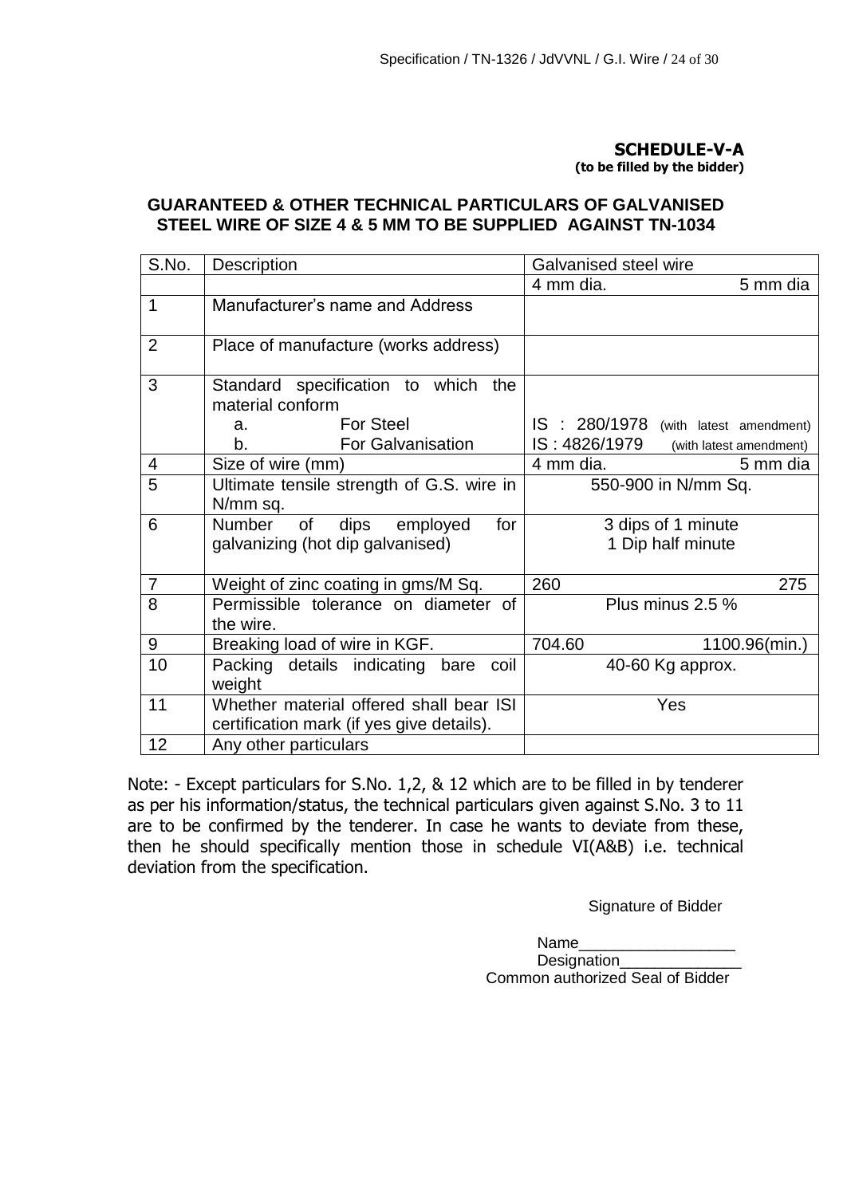**SCHEDULE-V-A**
**(to be filled by the bidder)**

## GUARANTEED & OTHER TECHNICAL PARTICULARS OF GALVANISED STEEL WIRE OF SIZE 4 & 5 MM TO BE SUPPLIED AGAINST TN-1034

| S.No. | Description | Galvanised steel wire | |
|---|---|---|---|
| | | 4 mm dia. | 5 mm dia |
| 1 | Manufacturer's name and Address | | |
| 2 | Place of manufacture (works address) | | |
| 3 | Standard specification to which the material conform<br>a. For Steel<br>b. For Galvanisation | IS : 280/1978 (with latest amendment)<br>IS : 4826/1979 (with latest amendment) | |
| 4 | Size of wire (mm) | 4 mm dia. | 5 mm dia |
| 5 | Ultimate tensile strength of G.S. wire in N/mm sq. | 550-900 in N/mm Sq. | |
| 6 | Number of dips employed for galvanizing (hot dip galvanised) | 3 dips of 1 minute<br>1 Dip half minute | |
| 7 | Weight of zinc coating in gms/M Sq. | 260 | 275 |
| 8 | Permissible tolerance on diameter of the wire. | Plus minus 2.5 % | |
| 9 | Breaking load of wire in KGF. | 704.60 | 1100.96(min.) |
| 10 | Packing details indicating bare coil weight | 40-60 Kg approx. | |
| 11 | Whether material offered shall bear ISI certification mark (if yes give details). | Yes | |
| 12 | Any other particulars | | |

Note: - Except particulars for S.No. 1,2, & 12 which are to be filled in by tenderer as per his information/status, the technical particulars given against S.No. 3 to 11 are to be confirmed by the tenderer. In case he wants to deviate from these, then he should specifically mention those in schedule VI(A&B) i.e. technical deviation from the specification.

Signature of Bidder

Name__________________

Designation______________

Common authorized Seal of Bidder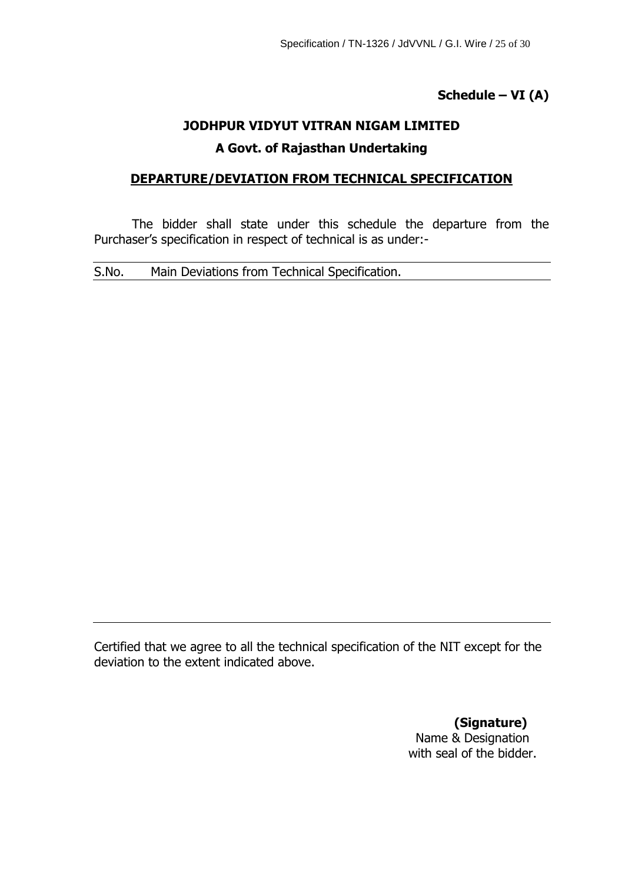**Schedule – VI (A)**

# JODHPUR VIDYUT VITRAN NIGAM LIMITED

## A Govt. of Rajasthan Undertaking

### DEPARTURE/DEVIATION FROM TECHNICAL SPECIFICATION

The bidder shall state under this schedule the departure from the Purchaser's specification in respect of technical is as under:-

| S.No. | Main Deviations from Technical Specification. |
|---|---|
| | |

Certified that we agree to all the technical specification of the NIT except for the deviation to the extent indicated above.

**(Signature)**
Name & Designation
with seal of the bidder.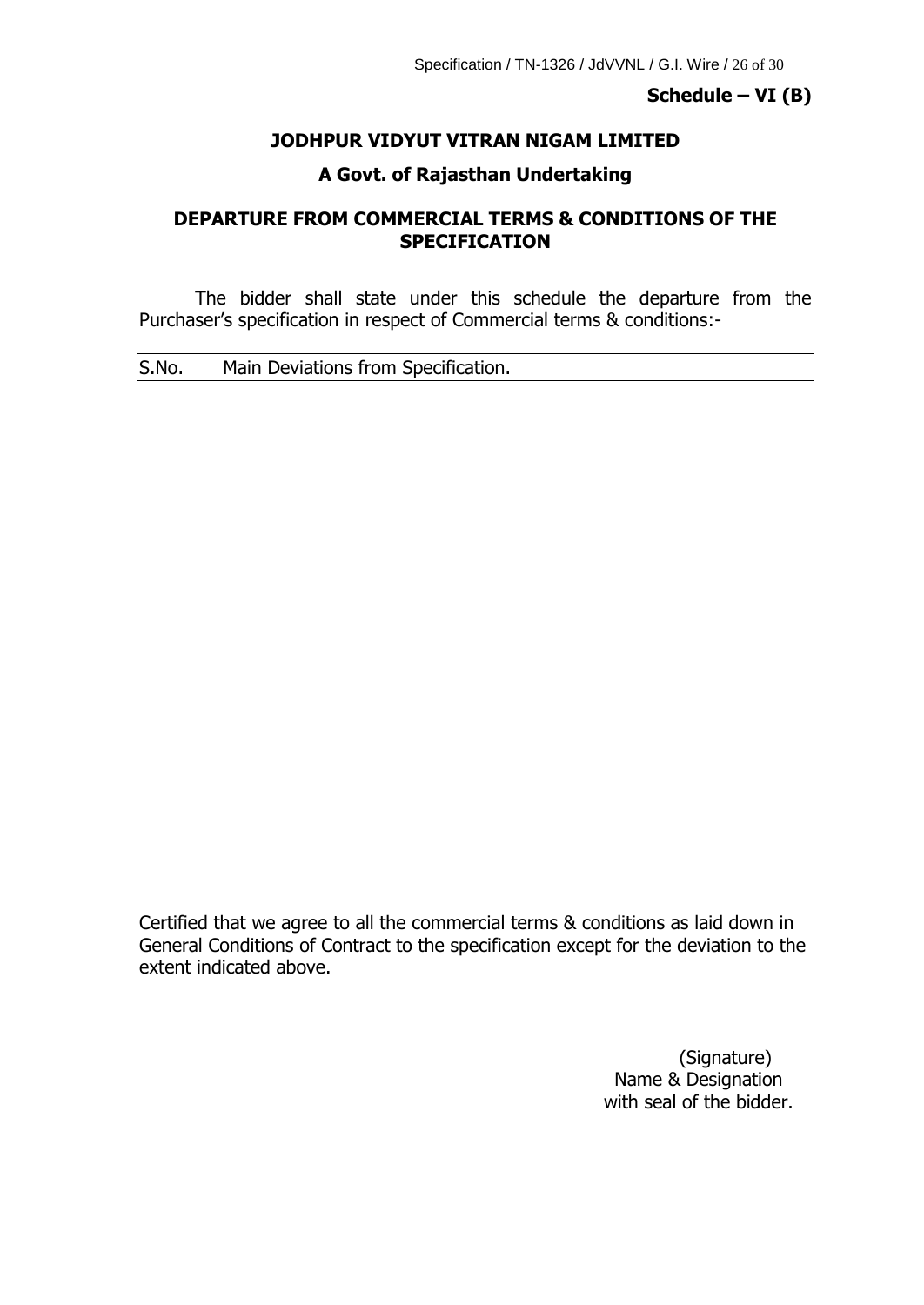**Schedule – VI (B)**

## JODHPUR VIDYUT VITRAN NIGAM LIMITED

### A Govt. of Rajasthan Undertaking

### DEPARTURE FROM COMMERCIAL TERMS & CONDITIONS OF THE SPECIFICATION

The bidder shall state under this schedule the departure from the Purchaser's specification in respect of Commercial terms & conditions:-

| S.No. | Main Deviations from Specification. |
|---|---|
| | |

Certified that we agree to all the commercial terms & conditions as laid down in General Conditions of Contract to the specification except for the deviation to the extent indicated above.

(Signature)
Name & Designation
with seal of the bidder.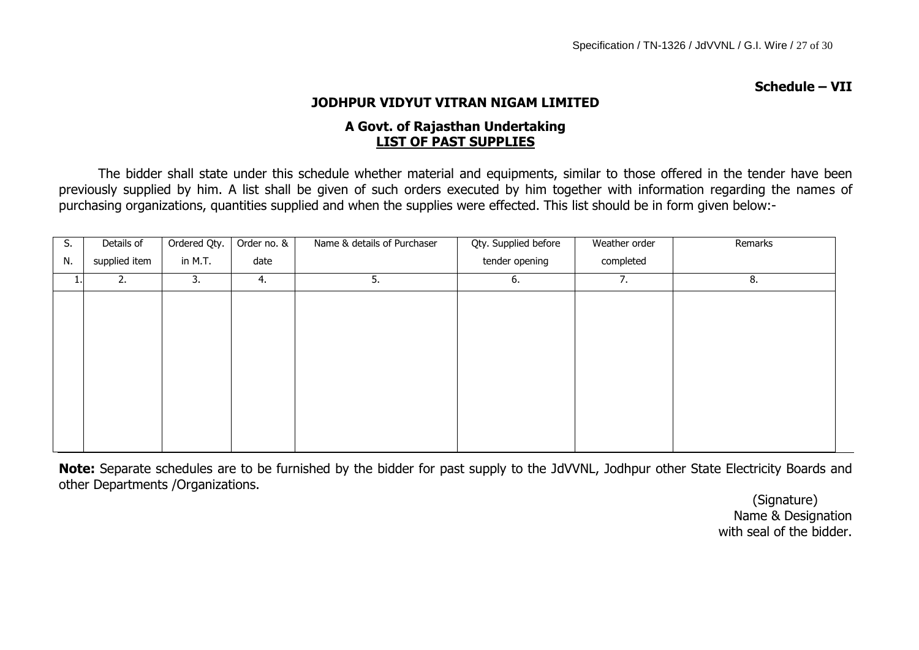**Schedule – VII**

## JODHPUR VIDYUT VITRAN NIGAM LIMITED

### A Govt. of Rajasthan Undertaking

### LIST OF PAST SUPPLIES

The bidder shall state under this schedule whether material and equipments, similar to those offered in the tender have been previously supplied by him. A list shall be given of such orders executed by him together with information regarding the names of purchasing organizations, quantities supplied and when the supplies were effected. This list should be in form given below:-

| S. N. | Details of supplied item | Ordered Qty. in M.T. | Order no. & date | Name & details of Purchaser | Qty. Supplied before tender opening | Weather order completed | Remarks |
|---|---|---|---|---|---|---|---|
| 1. | 2. | 3. | 4. | 5. | 6. | 7. | 8. |
| | | | | | | | |

**Note:** Separate schedules are to be furnished by the bidder for past supply to the JdVVNL, Jodhpur other State Electricity Boards and other Departments /Organizations.

(Signature)
Name & Designation
with seal of the bidder.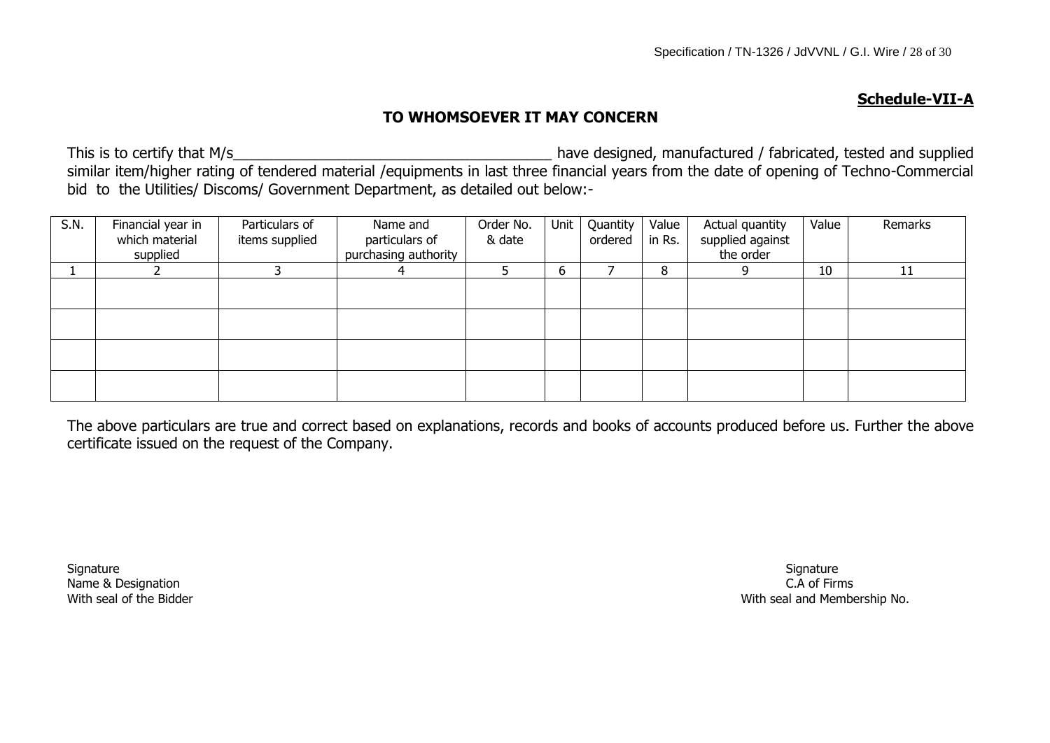**Schedule-VII-A**

## TO WHOMSOEVER IT MAY CONCERN

This is to certify that M/s______________________________________ have designed, manufactured / fabricated, tested and supplied similar item/higher rating of tendered material /equipments in last three financial years from the date of opening of Techno-Commercial bid to the Utilities/ Discoms/ Government Department, as detailed out below:-

| S.N. | Financial year in which material supplied | Particulars of items supplied | Name and particulars of purchasing authority | Order No. & date | Unit | Quantity ordered | Value in Rs. | Actual quantity supplied against the order | Value | Remarks |
|---|---|---|---|---|---|---|---|---|---|---|
| 1 | 2 | 3 | 4 | 5 | 6 | 7 | 8 | 9 | 10 | 11 |
| | | | | | | | | | | |
| | | | | | | | | | | |
| | | | | | | | | | | |
| | | | | | | | | | | |

The above particulars are true and correct based on explanations, records and books of accounts produced before us. Further the above certificate issued on the request of the Company.

Signature
Name & Designation
With seal of the Bidder

Signature
C.A of Firms
With seal and Membership No.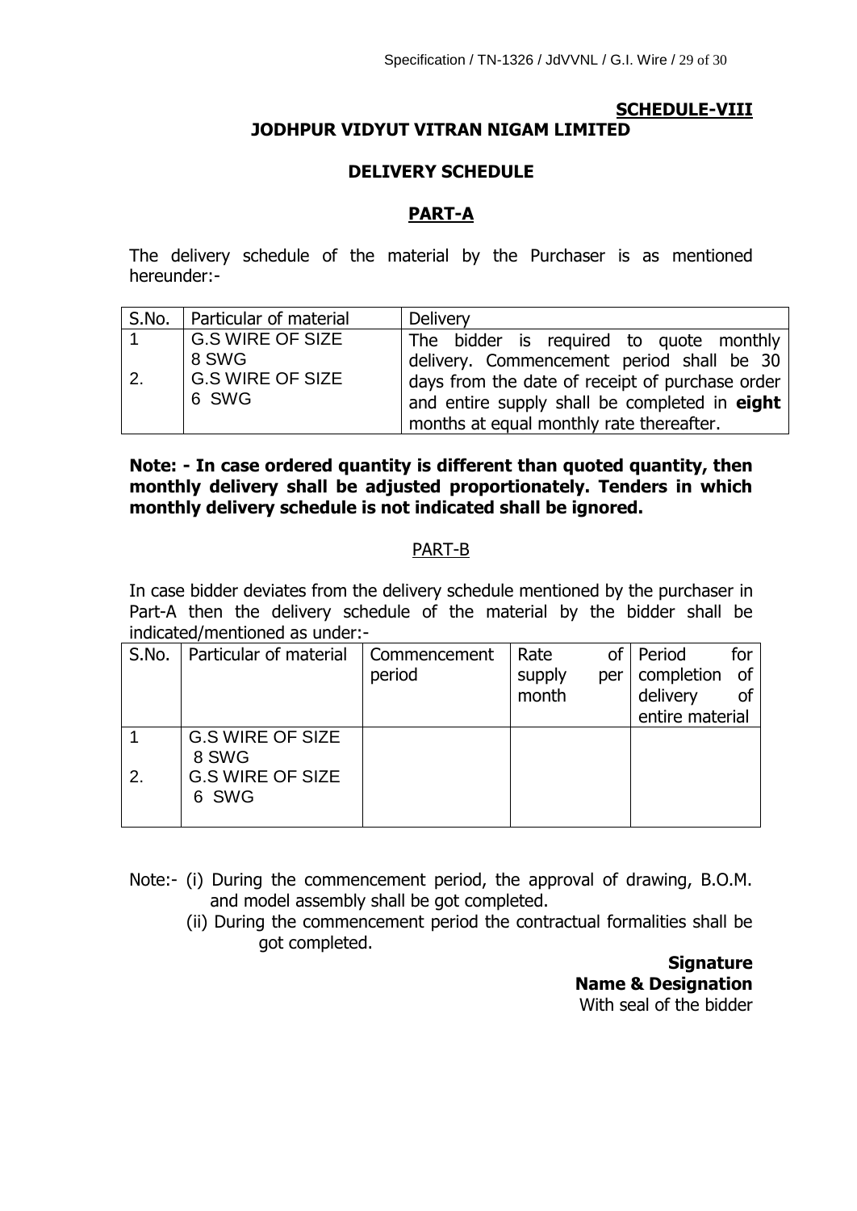**SCHEDULE-VIII**

## JODHPUR VIDYUT VITRAN NIGAM LIMITED

### DELIVERY SCHEDULE

### PART-A

The delivery schedule of the material by the Purchaser is as mentioned hereunder:-

| S.No. | Particular of material | Delivery |
|---|---|---|
| 1<br><br>2. | G.S WIRE OF SIZE 8 SWG<br>G.S WIRE OF SIZE 6 SWG | The bidder is required to quote monthly delivery. Commencement period shall be 30 days from the date of receipt of purchase order and entire supply shall be completed in **eight** months at equal monthly rate thereafter. |

**Note: - In case ordered quantity is different than quoted quantity, then monthly delivery shall be adjusted proportionately. Tenders in which monthly delivery schedule is not indicated shall be ignored.**

### PART-B

In case bidder deviates from the delivery schedule mentioned by the purchaser in Part-A then the delivery schedule of the material by the bidder shall be indicated/mentioned as under:-

| S.No. | Particular of material | Commencement period | Rate of supply per month | Period for completion of delivery of entire material |
|---|---|---|---|---|
| 1<br><br>2. | G.S WIRE OF SIZE 8 SWG<br>G.S WIRE OF SIZE 6 SWG | | | |

Note:- (i) During the commencement period, the approval of drawing, B.O.M. and model assembly shall be got completed.

(ii) During the commencement period the contractual formalities shall be got completed.

**Signature**
**Name & Designation**
With seal of the bidder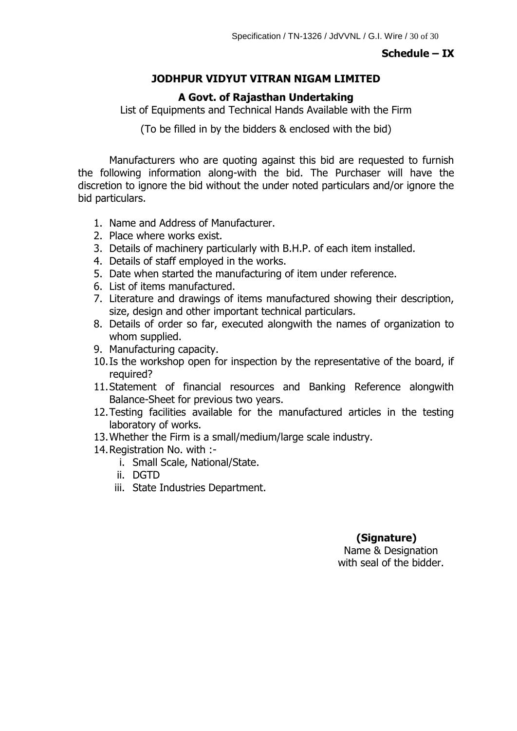**Schedule – IX**

## JODHPUR VIDYUT VITRAN NIGAM LIMITED

### A Govt. of Rajasthan Undertaking

List of Equipments and Technical Hands Available with the Firm

(To be filled in by the bidders & enclosed with the bid)

Manufacturers who are quoting against this bid are requested to furnish the following information along-with the bid. The Purchaser will have the discretion to ignore the bid without the under noted particulars and/or ignore the bid particulars.

1. Name and Address of Manufacturer.
2. Place where works exist.
3. Details of machinery particularly with B.H.P. of each item installed.
4. Details of staff employed in the works.
5. Date when started the manufacturing of item under reference.
6. List of items manufactured.
7. Literature and drawings of items manufactured showing their description, size, design and other important technical particulars.
8. Details of order so far, executed alongwith the names of organization to whom supplied.
9. Manufacturing capacity.
10. Is the workshop open for inspection by the representative of the board, if required?
11. Statement of financial resources and Banking Reference alongwith Balance-Sheet for previous two years.
12. Testing facilities available for the manufactured articles in the testing laboratory of works.
13. Whether the Firm is a small/medium/large scale industry.
14. Registration No. with :-
    i. Small Scale, National/State.
    ii. DGTD
    iii. State Industries Department.

**(Signature)**
Name & Designation
with seal of the bidder.